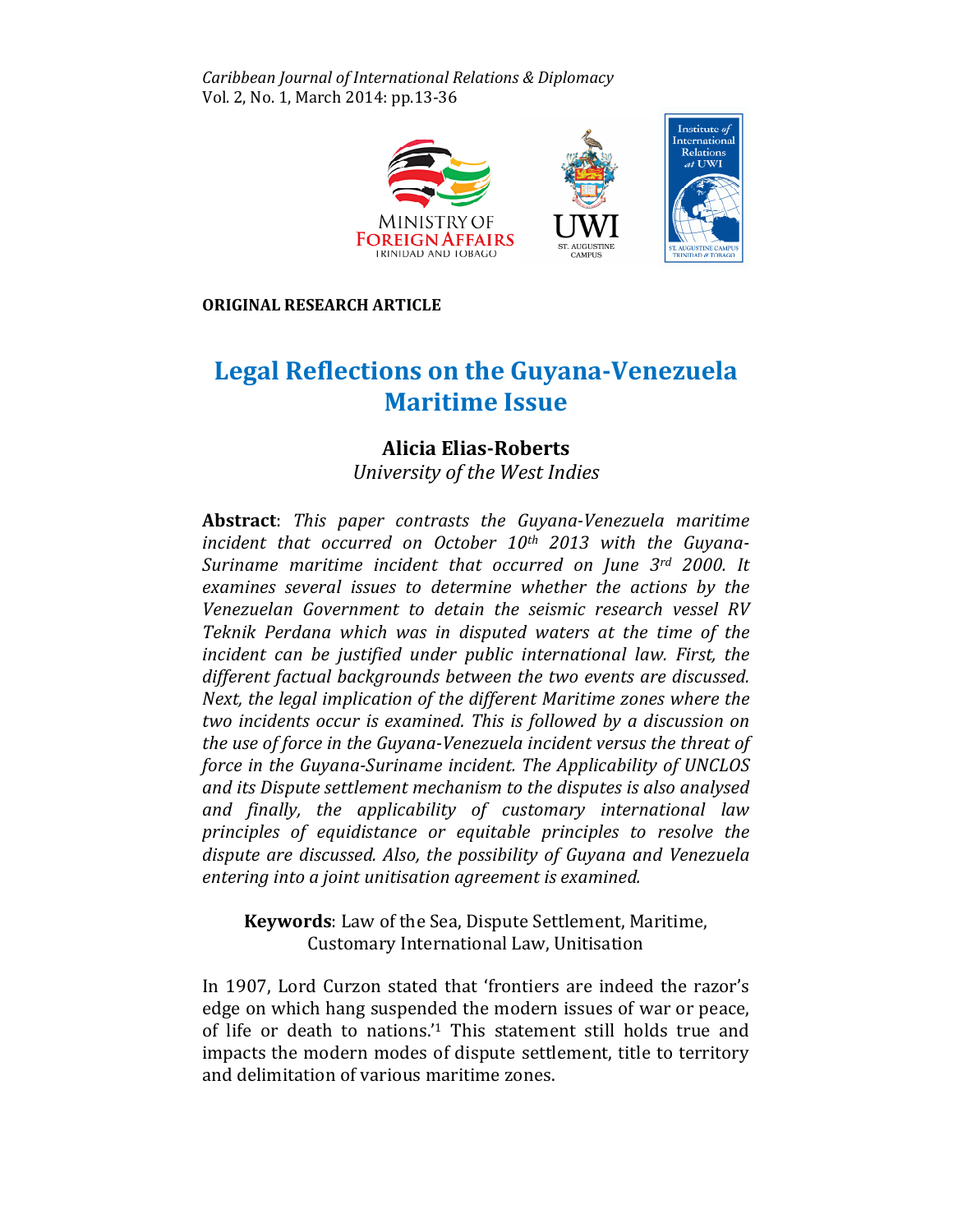*Caribbean Journal of International Relations & Diplomacy*
Vol. 2, No. 1, March 2014: pp.13-36

**ORIGINAL RESEARCH ARTICLE**

# Legal Reflections on the Guyana-Venezuela Maritime Issue

**Alicia Elias-Roberts**
*University of the West Indies*

**Abstract**: *This paper contrasts the Guyana-Venezuela maritime incident that occurred on October 10th 2013 with the Guyana-Suriname maritime incident that occurred on June 3rd 2000. It examines several issues to determine whether the actions by the Venezuelan Government to detain the seismic research vessel RV Teknik Perdana which was in disputed waters at the time of the incident can be justified under public international law. First, the different factual backgrounds between the two events are discussed. Next, the legal implication of the different Maritime zones where the two incidents occur is examined. This is followed by a discussion on the use of force in the Guyana-Venezuela incident versus the threat of force in the Guyana-Suriname incident. The Applicability of UNCLOS and its Dispute settlement mechanism to the disputes is also analysed and finally, the applicability of customary international law principles of equidistance or equitable principles to resolve the dispute are discussed. Also, the possibility of Guyana and Venezuela entering into a joint unitisation agreement is examined.*

**Keywords**: Law of the Sea, Dispute Settlement, Maritime, Customary International Law, Unitisation

In 1907, Lord Curzon stated that 'frontiers are indeed the razor's edge on which hang suspended the modern issues of war or peace, of life or death to nations.'[1] This statement still holds true and impacts the modern modes of dispute settlement, title to territory and delimitation of various maritime zones.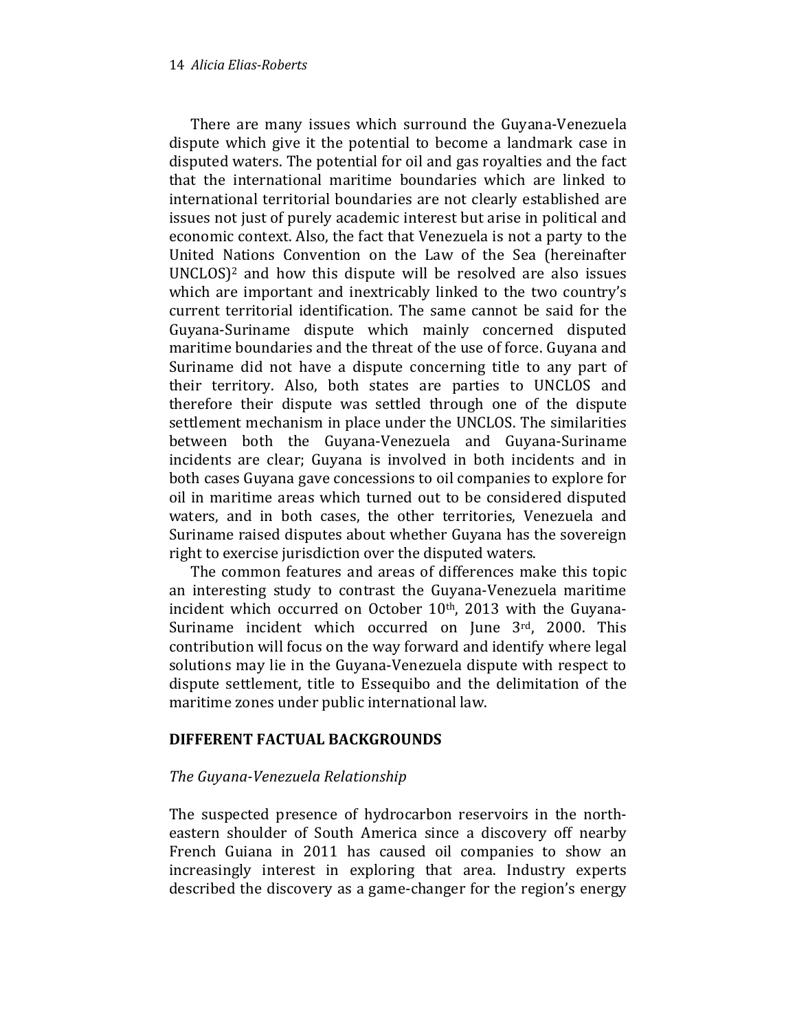There are many issues which surround the Guyana-Venezuela dispute which give it the potential to become a landmark case in disputed waters. The potential for oil and gas royalties and the fact that the international maritime boundaries which are linked to international territorial boundaries are not clearly established are issues not just of purely academic interest but arise in political and economic context. Also, the fact that Venezuela is not a party to the United Nations Convention on the Law of the Sea (hereinafter UNCLOS)[2] and how this dispute will be resolved are also issues which are important and inextricably linked to the two country's current territorial identification. The same cannot be said for the Guyana-Suriname dispute which mainly concerned disputed maritime boundaries and the threat of the use of force. Guyana and Suriname did not have a dispute concerning title to any part of their territory. Also, both states are parties to UNCLOS and therefore their dispute was settled through one of the dispute settlement mechanism in place under the UNCLOS. The similarities between both the Guyana-Venezuela and Guyana-Suriname incidents are clear; Guyana is involved in both incidents and in both cases Guyana gave concessions to oil companies to explore for oil in maritime areas which turned out to be considered disputed waters, and in both cases, the other territories, Venezuela and Suriname raised disputes about whether Guyana has the sovereign right to exercise jurisdiction over the disputed waters.

The common features and areas of differences make this topic an interesting study to contrast the Guyana-Venezuela maritime incident which occurred on October 10th, 2013 with the Guyana-Suriname incident which occurred on June 3rd, 2000. This contribution will focus on the way forward and identify where legal solutions may lie in the Guyana-Venezuela dispute with respect to dispute settlement, title to Essequibo and the delimitation of the maritime zones under public international law.

## DIFFERENT FACTUAL BACKGROUNDS

### *The Guyana-Venezuela Relationship*

The suspected presence of hydrocarbon reservoirs in the north-eastern shoulder of South America since a discovery off nearby French Guiana in 2011 has caused oil companies to show an increasingly interest in exploring that area. Industry experts described the discovery as a game-changer for the region's energy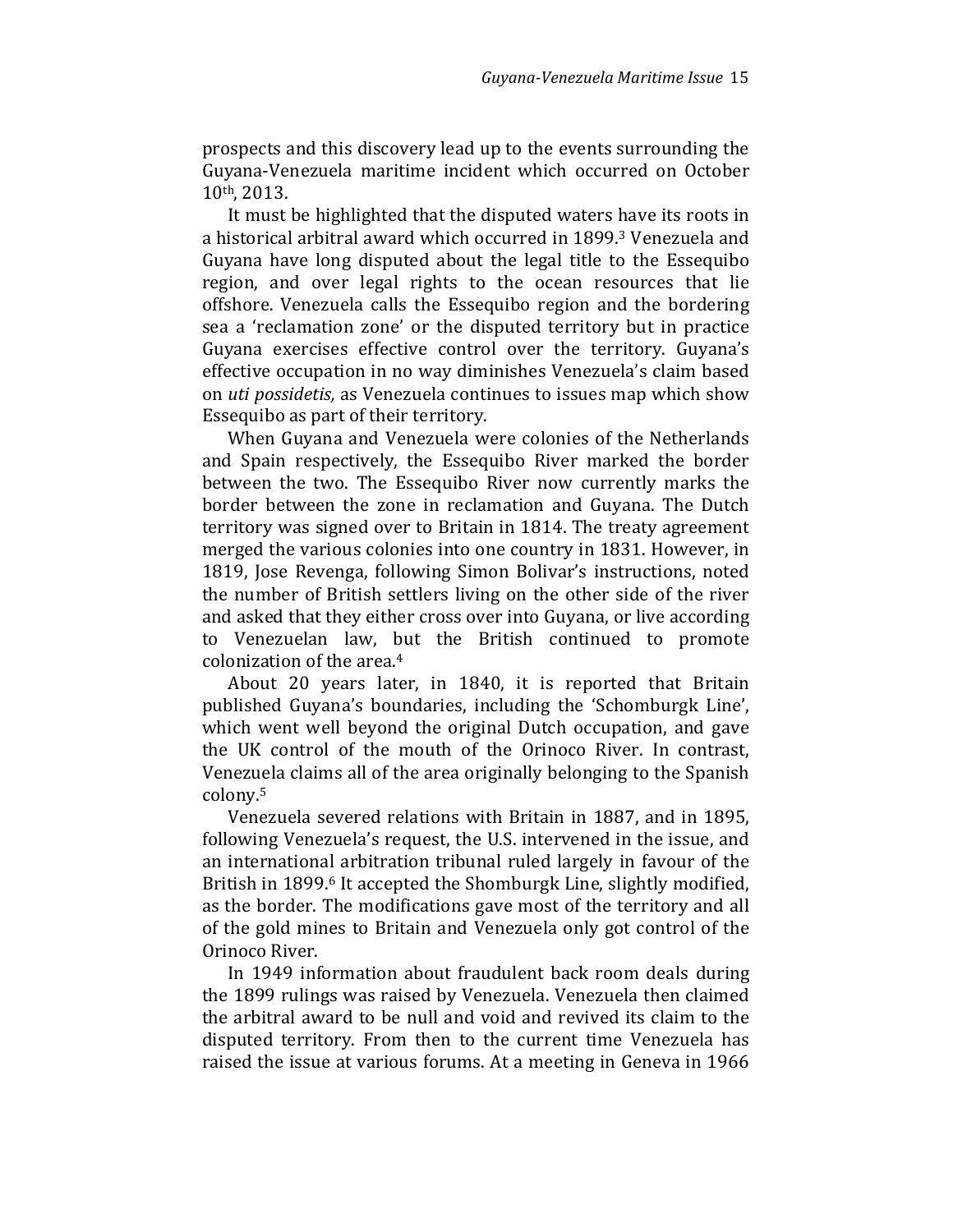prospects and this discovery lead up to the events surrounding the Guyana-Venezuela maritime incident which occurred on October 10th, 2013.

It must be highlighted that the disputed waters have its roots in a historical arbitral award which occurred in 1899.[3] Venezuela and Guyana have long disputed about the legal title to the Essequibo region, and over legal rights to the ocean resources that lie offshore. Venezuela calls the Essequibo region and the bordering sea a 'reclamation zone' or the disputed territory but in practice Guyana exercises effective control over the territory. Guyana's effective occupation in no way diminishes Venezuela's claim based on *uti possidetis,* as Venezuela continues to issues map which show Essequibo as part of their territory.

When Guyana and Venezuela were colonies of the Netherlands and Spain respectively, the Essequibo River marked the border between the two. The Essequibo River now currently marks the border between the zone in reclamation and Guyana. The Dutch territory was signed over to Britain in 1814. The treaty agreement merged the various colonies into one country in 1831. However, in 1819, Jose Revenga, following Simon Bolivar's instructions, noted the number of British settlers living on the other side of the river and asked that they either cross over into Guyana, or live according to Venezuelan law, but the British continued to promote colonization of the area.[4]

About 20 years later, in 1840, it is reported that Britain published Guyana's boundaries, including the 'Schomburgk Line', which went well beyond the original Dutch occupation, and gave the UK control of the mouth of the Orinoco River. In contrast, Venezuela claims all of the area originally belonging to the Spanish colony.[5]

Venezuela severed relations with Britain in 1887, and in 1895, following Venezuela's request, the U.S. intervened in the issue, and an international arbitration tribunal ruled largely in favour of the British in 1899.[6] It accepted the Shomburgk Line, slightly modified, as the border. The modifications gave most of the territory and all of the gold mines to Britain and Venezuela only got control of the Orinoco River.

In 1949 information about fraudulent back room deals during the 1899 rulings was raised by Venezuela. Venezuela then claimed the arbitral award to be null and void and revived its claim to the disputed territory. From then to the current time Venezuela has raised the issue at various forums. At a meeting in Geneva in 1966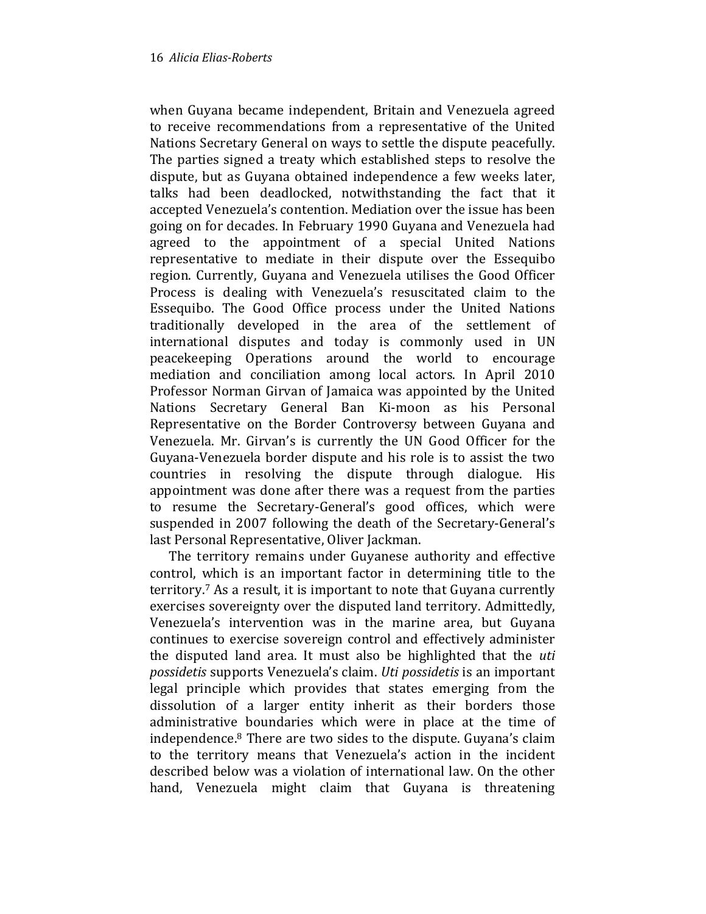when Guyana became independent, Britain and Venezuela agreed to receive recommendations from a representative of the United Nations Secretary General on ways to settle the dispute peacefully. The parties signed a treaty which established steps to resolve the dispute, but as Guyana obtained independence a few weeks later, talks had been deadlocked, notwithstanding the fact that it accepted Venezuela's contention. Mediation over the issue has been going on for decades. In February 1990 Guyana and Venezuela had agreed to the appointment of a special United Nations representative to mediate in their dispute over the Essequibo region. Currently, Guyana and Venezuela utilises the Good Officer Process is dealing with Venezuela's resuscitated claim to the Essequibo. The Good Office process under the United Nations traditionally developed in the area of the settlement of international disputes and today is commonly used in UN peacekeeping Operations around the world to encourage mediation and conciliation among local actors. In April 2010 Professor Norman Girvan of Jamaica was appointed by the United Nations Secretary General Ban Ki-moon as his Personal Representative on the Border Controversy between Guyana and Venezuela. Mr. Girvan's is currently the UN Good Officer for the Guyana-Venezuela border dispute and his role is to assist the two countries in resolving the dispute through dialogue. His appointment was done after there was a request from the parties to resume the Secretary-General's good offices, which were suspended in 2007 following the death of the Secretary-General's last Personal Representative, Oliver Jackman.

The territory remains under Guyanese authority and effective control, which is an important factor in determining title to the territory.[7] As a result, it is important to note that Guyana currently exercises sovereignty over the disputed land territory. Admittedly, Venezuela's intervention was in the marine area, but Guyana continues to exercise sovereign control and effectively administer the disputed land area. It must also be highlighted that the *uti possidetis* supports Venezuela's claim. *Uti possidetis* is an important legal principle which provides that states emerging from the dissolution of a larger entity inherit as their borders those administrative boundaries which were in place at the time of independence.[8] There are two sides to the dispute. Guyana's claim to the territory means that Venezuela's action in the incident described below was a violation of international law. On the other hand, Venezuela might claim that Guyana is threatening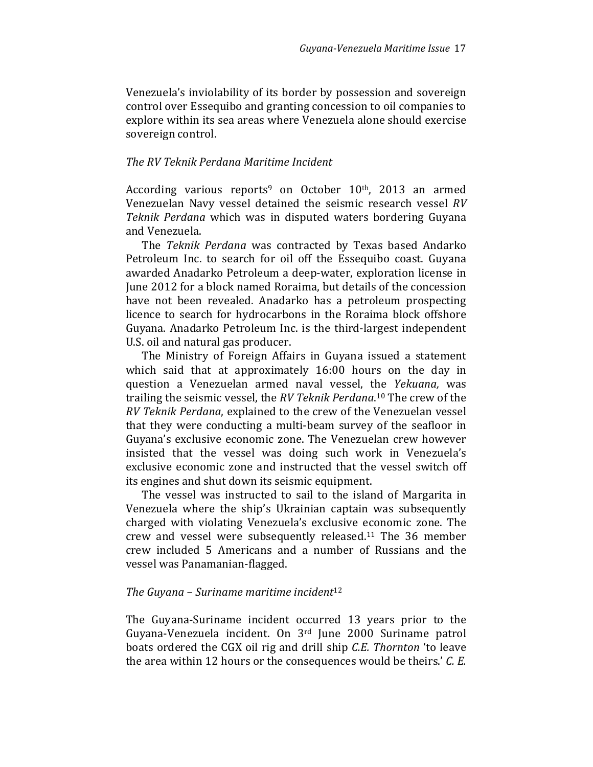Venezuela's inviolability of its border by possession and sovereign control over Essequibo and granting concession to oil companies to explore within its sea areas where Venezuela alone should exercise sovereign control.

*The RV Teknik Perdana Maritime Incident*

According various reports[9] on October 10th, 2013 an armed Venezuelan Navy vessel detained the seismic research vessel *RV Teknik Perdana* which was in disputed waters bordering Guyana and Venezuela.

The *Teknik Perdana* was contracted by Texas based Andarko Petroleum Inc. to search for oil off the Essequibo coast. Guyana awarded Anadarko Petroleum a deep-water, exploration license in June 2012 for a block named Roraima, but details of the concession have not been revealed. Anadarko has a petroleum prospecting licence to search for hydrocarbons in the Roraima block offshore Guyana. Anadarko Petroleum Inc. is the third-largest independent U.S. oil and natural gas producer.

The Ministry of Foreign Affairs in Guyana issued a statement which said that at approximately 16:00 hours on the day in question a Venezuelan armed naval vessel, the *Yekuana,* was trailing the seismic vessel, the *RV Teknik Perdana*.[10] The crew of the *RV Teknik Perdana*, explained to the crew of the Venezuelan vessel that they were conducting a multi-beam survey of the seafloor in Guyana's exclusive economic zone. The Venezuelan crew however insisted that the vessel was doing such work in Venezuela's exclusive economic zone and instructed that the vessel switch off its engines and shut down its seismic equipment.

The vessel was instructed to sail to the island of Margarita in Venezuela where the ship's Ukrainian captain was subsequently charged with violating Venezuela's exclusive economic zone. The crew and vessel were subsequently released.[11] The 36 member crew included 5 Americans and a number of Russians and the vessel was Panamanian-flagged.

*The Guyana – Suriname maritime incident*[12]

The Guyana-Suriname incident occurred 13 years prior to the Guyana-Venezuela incident. On 3rd June 2000 Suriname patrol boats ordered the CGX oil rig and drill ship *C.E. Thornton* 'to leave the area within 12 hours or the consequences would be theirs.' *C. E.*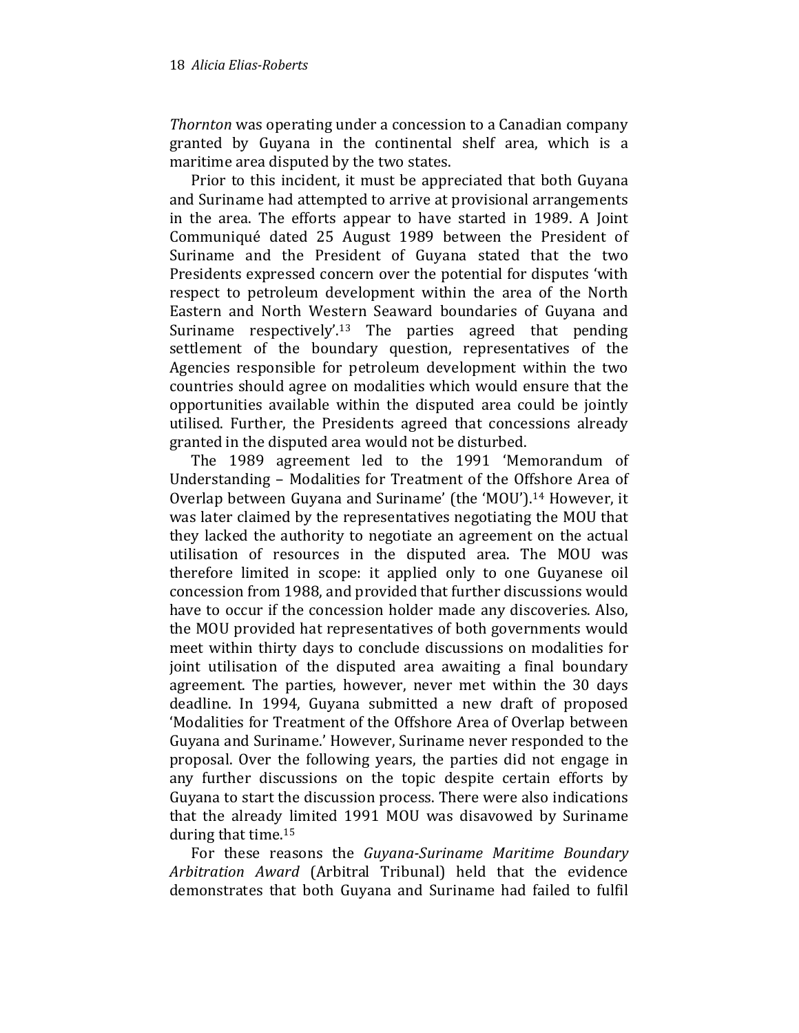*Thornton* was operating under a concession to a Canadian company granted by Guyana in the continental shelf area, which is a maritime area disputed by the two states.

Prior to this incident, it must be appreciated that both Guyana and Suriname had attempted to arrive at provisional arrangements in the area. The efforts appear to have started in 1989. A Joint Communiqué dated 25 August 1989 between the President of Suriname and the President of Guyana stated that the two Presidents expressed concern over the potential for disputes 'with respect to petroleum development within the area of the North Eastern and North Western Seaward boundaries of Guyana and Suriname respectively'.[13] The parties agreed that pending settlement of the boundary question, representatives of the Agencies responsible for petroleum development within the two countries should agree on modalities which would ensure that the opportunities available within the disputed area could be jointly utilised. Further, the Presidents agreed that concessions already granted in the disputed area would not be disturbed.

The 1989 agreement led to the 1991 'Memorandum of Understanding – Modalities for Treatment of the Offshore Area of Overlap between Guyana and Suriname' (the 'MOU').[14] However, it was later claimed by the representatives negotiating the MOU that they lacked the authority to negotiate an agreement on the actual utilisation of resources in the disputed area. The MOU was therefore limited in scope: it applied only to one Guyanese oil concession from 1988, and provided that further discussions would have to occur if the concession holder made any discoveries. Also, the MOU provided hat representatives of both governments would meet within thirty days to conclude discussions on modalities for joint utilisation of the disputed area awaiting a final boundary agreement. The parties, however, never met within the 30 days deadline. In 1994, Guyana submitted a new draft of proposed 'Modalities for Treatment of the Offshore Area of Overlap between Guyana and Suriname.' However, Suriname never responded to the proposal. Over the following years, the parties did not engage in any further discussions on the topic despite certain efforts by Guyana to start the discussion process. There were also indications that the already limited 1991 MOU was disavowed by Suriname during that time.[15]

For these reasons the *Guyana-Suriname Maritime Boundary Arbitration Award* (Arbitral Tribunal) held that the evidence demonstrates that both Guyana and Suriname had failed to fulfil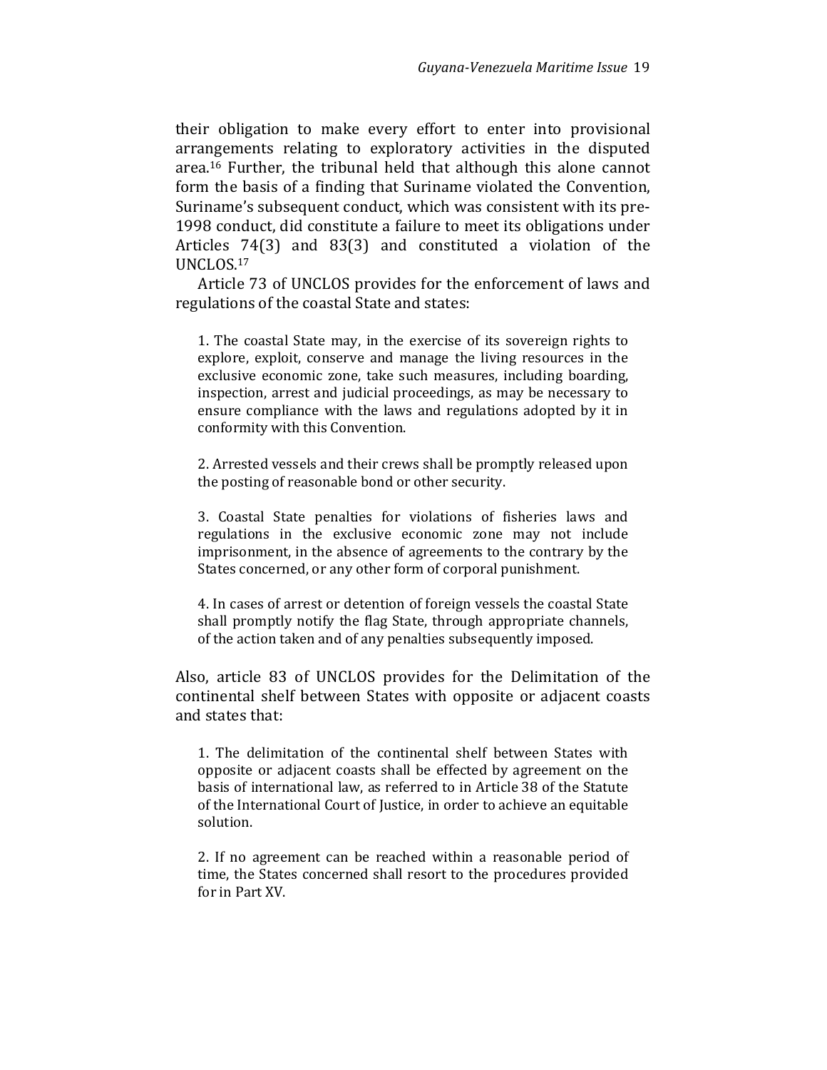their obligation to make every effort to enter into provisional arrangements relating to exploratory activities in the disputed area.[16] Further, the tribunal held that although this alone cannot form the basis of a finding that Suriname violated the Convention, Suriname's subsequent conduct, which was consistent with its pre-1998 conduct, did constitute a failure to meet its obligations under Articles 74(3) and 83(3) and constituted a violation of the UNCLOS.[17]

Article 73 of UNCLOS provides for the enforcement of laws and regulations of the coastal State and states:

> 1. The coastal State may, in the exercise of its sovereign rights to explore, exploit, conserve and manage the living resources in the exclusive economic zone, take such measures, including boarding, inspection, arrest and judicial proceedings, as may be necessary to ensure compliance with the laws and regulations adopted by it in conformity with this Convention.
>
> 2. Arrested vessels and their crews shall be promptly released upon the posting of reasonable bond or other security.
>
> 3. Coastal State penalties for violations of fisheries laws and regulations in the exclusive economic zone may not include imprisonment, in the absence of agreements to the contrary by the States concerned, or any other form of corporal punishment.
>
> 4. In cases of arrest or detention of foreign vessels the coastal State shall promptly notify the flag State, through appropriate channels, of the action taken and of any penalties subsequently imposed.

Also, article 83 of UNCLOS provides for the Delimitation of the continental shelf between States with opposite or adjacent coasts and states that:

> 1. The delimitation of the continental shelf between States with opposite or adjacent coasts shall be effected by agreement on the basis of international law, as referred to in Article 38 of the Statute of the International Court of Justice, in order to achieve an equitable solution.
>
> 2. If no agreement can be reached within a reasonable period of time, the States concerned shall resort to the procedures provided for in Part XV.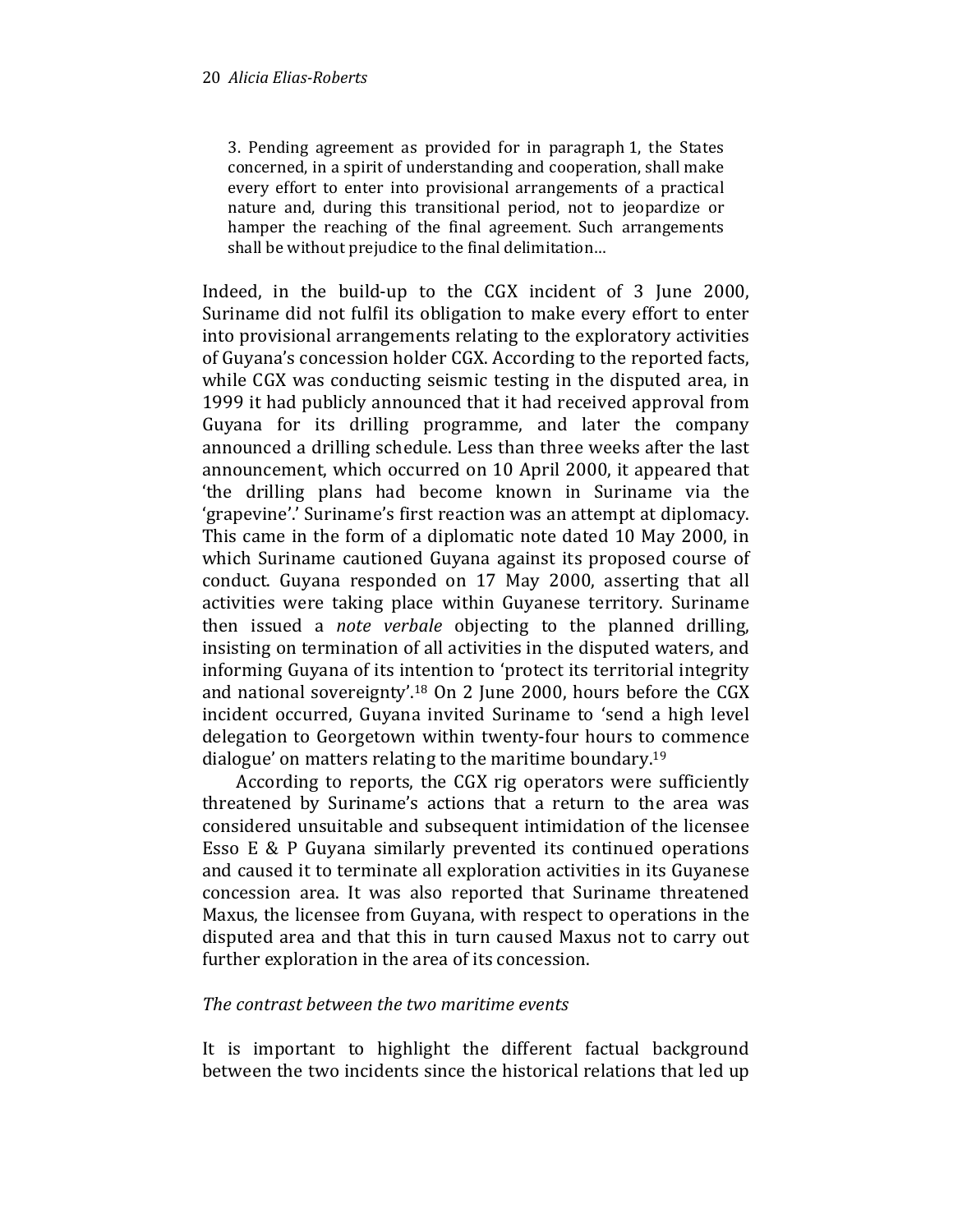> 3. Pending agreement as provided for in paragraph 1, the States concerned, in a spirit of understanding and cooperation, shall make every effort to enter into provisional arrangements of a practical nature and, during this transitional period, not to jeopardize or hamper the reaching of the final agreement. Such arrangements shall be without prejudice to the final delimitation…

Indeed, in the build-up to the CGX incident of 3 June 2000, Suriname did not fulfil its obligation to make every effort to enter into provisional arrangements relating to the exploratory activities of Guyana's concession holder CGX. According to the reported facts, while CGX was conducting seismic testing in the disputed area, in 1999 it had publicly announced that it had received approval from Guyana for its drilling programme, and later the company announced a drilling schedule. Less than three weeks after the last announcement, which occurred on 10 April 2000, it appeared that 'the drilling plans had become known in Suriname via the 'grapevine'.' Suriname's first reaction was an attempt at diplomacy. This came in the form of a diplomatic note dated 10 May 2000, in which Suriname cautioned Guyana against its proposed course of conduct. Guyana responded on 17 May 2000, asserting that all activities were taking place within Guyanese territory. Suriname then issued a *note verbale* objecting to the planned drilling, insisting on termination of all activities in the disputed waters, and informing Guyana of its intention to 'protect its territorial integrity and national sovereignty'.[18] On 2 June 2000, hours before the CGX incident occurred, Guyana invited Suriname to 'send a high level delegation to Georgetown within twenty-four hours to commence dialogue' on matters relating to the maritime boundary.[19]

According to reports, the CGX rig operators were sufficiently threatened by Suriname's actions that a return to the area was considered unsuitable and subsequent intimidation of the licensee Esso E & P Guyana similarly prevented its continued operations and caused it to terminate all exploration activities in its Guyanese concession area. It was also reported that Suriname threatened Maxus, the licensee from Guyana, with respect to operations in the disputed area and that this in turn caused Maxus not to carry out further exploration in the area of its concession.

*The contrast between the two maritime events*

It is important to highlight the different factual background between the two incidents since the historical relations that led up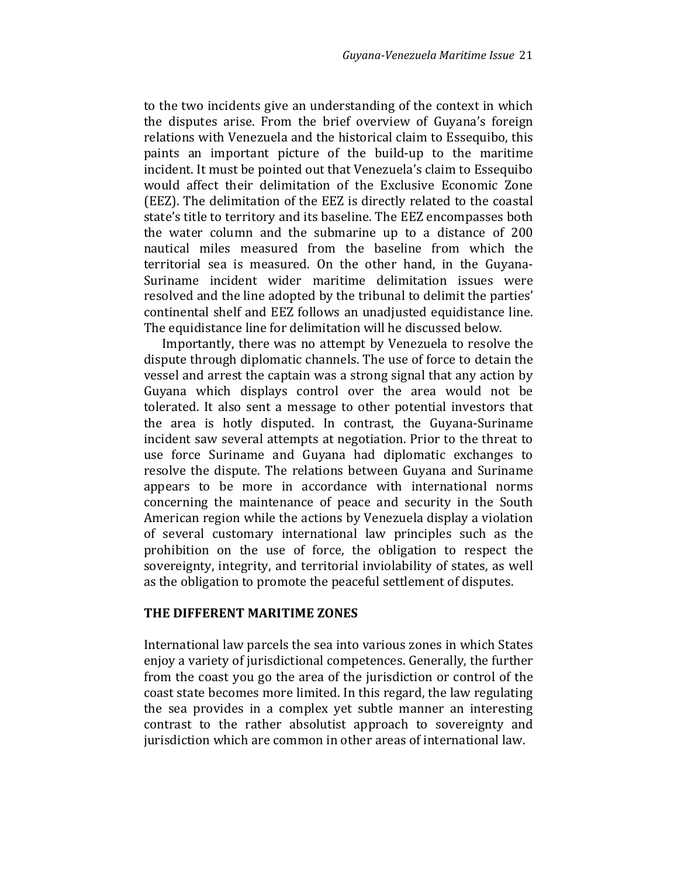to the two incidents give an understanding of the context in which the disputes arise. From the brief overview of Guyana's foreign relations with Venezuela and the historical claim to Essequibo, this paints an important picture of the build-up to the maritime incident. It must be pointed out that Venezuela's claim to Essequibo would affect their delimitation of the Exclusive Economic Zone (EEZ). The delimitation of the EEZ is directly related to the coastal state's title to territory and its baseline. The EEZ encompasses both the water column and the submarine up to a distance of 200 nautical miles measured from the baseline from which the territorial sea is measured. On the other hand, in the Guyana-Suriname incident wider maritime delimitation issues were resolved and the line adopted by the tribunal to delimit the parties' continental shelf and EEZ follows an unadjusted equidistance line. The equidistance line for delimitation will he discussed below.

Importantly, there was no attempt by Venezuela to resolve the dispute through diplomatic channels. The use of force to detain the vessel and arrest the captain was a strong signal that any action by Guyana which displays control over the area would not be tolerated. It also sent a message to other potential investors that the area is hotly disputed. In contrast, the Guyana-Suriname incident saw several attempts at negotiation. Prior to the threat to use force Suriname and Guyana had diplomatic exchanges to resolve the dispute. The relations between Guyana and Suriname appears to be more in accordance with international norms concerning the maintenance of peace and security in the South American region while the actions by Venezuela display a violation of several customary international law principles such as the prohibition on the use of force, the obligation to respect the sovereignty, integrity, and territorial inviolability of states, as well as the obligation to promote the peaceful settlement of disputes.

## THE DIFFERENT MARITIME ZONES

International law parcels the sea into various zones in which States enjoy a variety of jurisdictional competences. Generally, the further from the coast you go the area of the jurisdiction or control of the coast state becomes more limited. In this regard, the law regulating the sea provides in a complex yet subtle manner an interesting contrast to the rather absolutist approach to sovereignty and jurisdiction which are common in other areas of international law.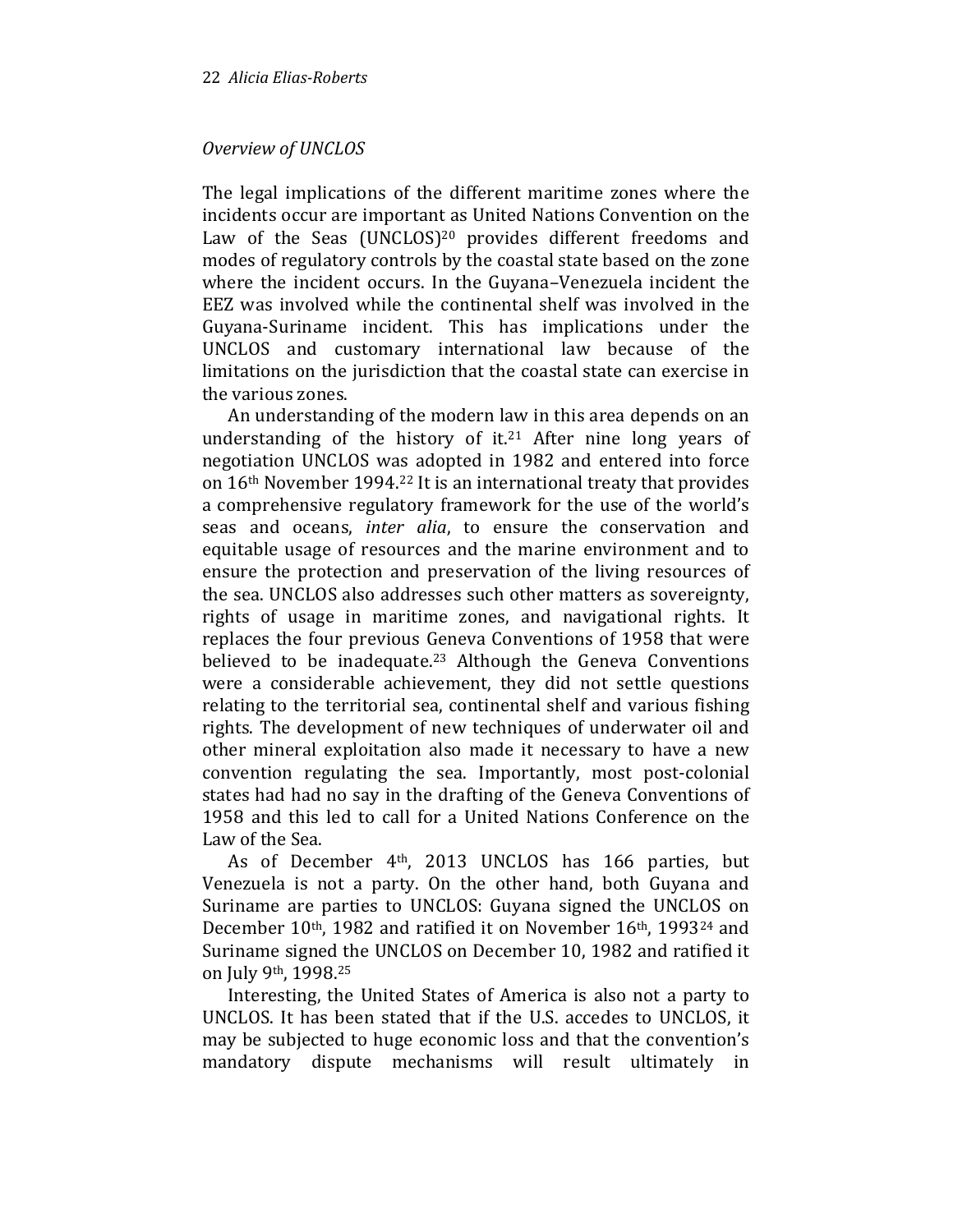*Overview of UNCLOS*

The legal implications of the different maritime zones where the incidents occur are important as United Nations Convention on the Law of the Seas (UNCLOS)[20] provides different freedoms and modes of regulatory controls by the coastal state based on the zone where the incident occurs. In the Guyana–Venezuela incident the EEZ was involved while the continental shelf was involved in the Guyana-Suriname incident. This has implications under the UNCLOS and customary international law because of the limitations on the jurisdiction that the coastal state can exercise in the various zones.

An understanding of the modern law in this area depends on an understanding of the history of it.[21] After nine long years of negotiation UNCLOS was adopted in 1982 and entered into force on 16th November 1994.[22] It is an international treaty that provides a comprehensive regulatory framework for the use of the world's seas and oceans, *inter alia*, to ensure the conservation and equitable usage of resources and the marine environment and to ensure the protection and preservation of the living resources of the sea. UNCLOS also addresses such other matters as sovereignty, rights of usage in maritime zones, and navigational rights. It replaces the four previous Geneva Conventions of 1958 that were believed to be inadequate.[23] Although the Geneva Conventions were a considerable achievement, they did not settle questions relating to the territorial sea, continental shelf and various fishing rights. The development of new techniques of underwater oil and other mineral exploitation also made it necessary to have a new convention regulating the sea. Importantly, most post-colonial states had had no say in the drafting of the Geneva Conventions of 1958 and this led to call for a United Nations Conference on the Law of the Sea.

As of December 4th, 2013 UNCLOS has 166 parties, but Venezuela is not a party. On the other hand, both Guyana and Suriname are parties to UNCLOS: Guyana signed the UNCLOS on December 10th, 1982 and ratified it on November 16th, 1993[24] and Suriname signed the UNCLOS on December 10, 1982 and ratified it on July 9th, 1998.[25]

Interesting, the United States of America is also not a party to UNCLOS. It has been stated that if the U.S. accedes to UNCLOS, it may be subjected to huge economic loss and that the convention's mandatory dispute mechanisms will result ultimately in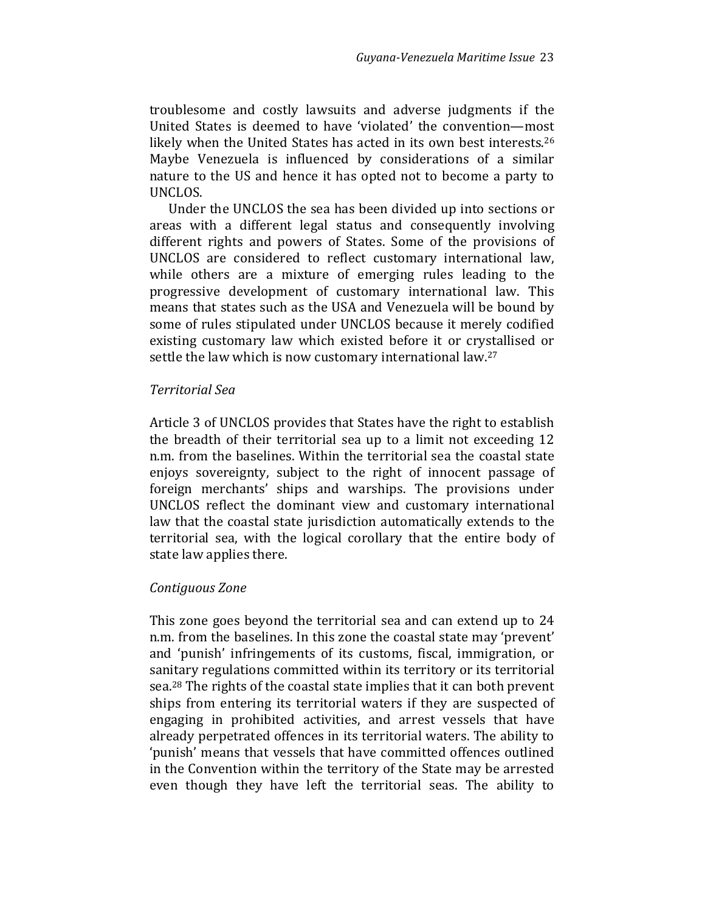troublesome and costly lawsuits and adverse judgments if the United States is deemed to have 'violated' the convention—most likely when the United States has acted in its own best interests.[26] Maybe Venezuela is influenced by considerations of a similar nature to the US and hence it has opted not to become a party to UNCLOS.

Under the UNCLOS the sea has been divided up into sections or areas with a different legal status and consequently involving different rights and powers of States. Some of the provisions of UNCLOS are considered to reflect customary international law, while others are a mixture of emerging rules leading to the progressive development of customary international law. This means that states such as the USA and Venezuela will be bound by some of rules stipulated under UNCLOS because it merely codified existing customary law which existed before it or crystallised or settle the law which is now customary international law.[27]

*Territorial Sea*

Article 3 of UNCLOS provides that States have the right to establish the breadth of their territorial sea up to a limit not exceeding 12 n.m. from the baselines. Within the territorial sea the coastal state enjoys sovereignty, subject to the right of innocent passage of foreign merchants' ships and warships. The provisions under UNCLOS reflect the dominant view and customary international law that the coastal state jurisdiction automatically extends to the territorial sea, with the logical corollary that the entire body of state law applies there.

*Contiguous Zone*

This zone goes beyond the territorial sea and can extend up to 24 n.m. from the baselines. In this zone the coastal state may 'prevent' and 'punish' infringements of its customs, fiscal, immigration, or sanitary regulations committed within its territory or its territorial sea.[28] The rights of the coastal state implies that it can both prevent ships from entering its territorial waters if they are suspected of engaging in prohibited activities, and arrest vessels that have already perpetrated offences in its territorial waters. The ability to 'punish' means that vessels that have committed offences outlined in the Convention within the territory of the State may be arrested even though they have left the territorial seas. The ability to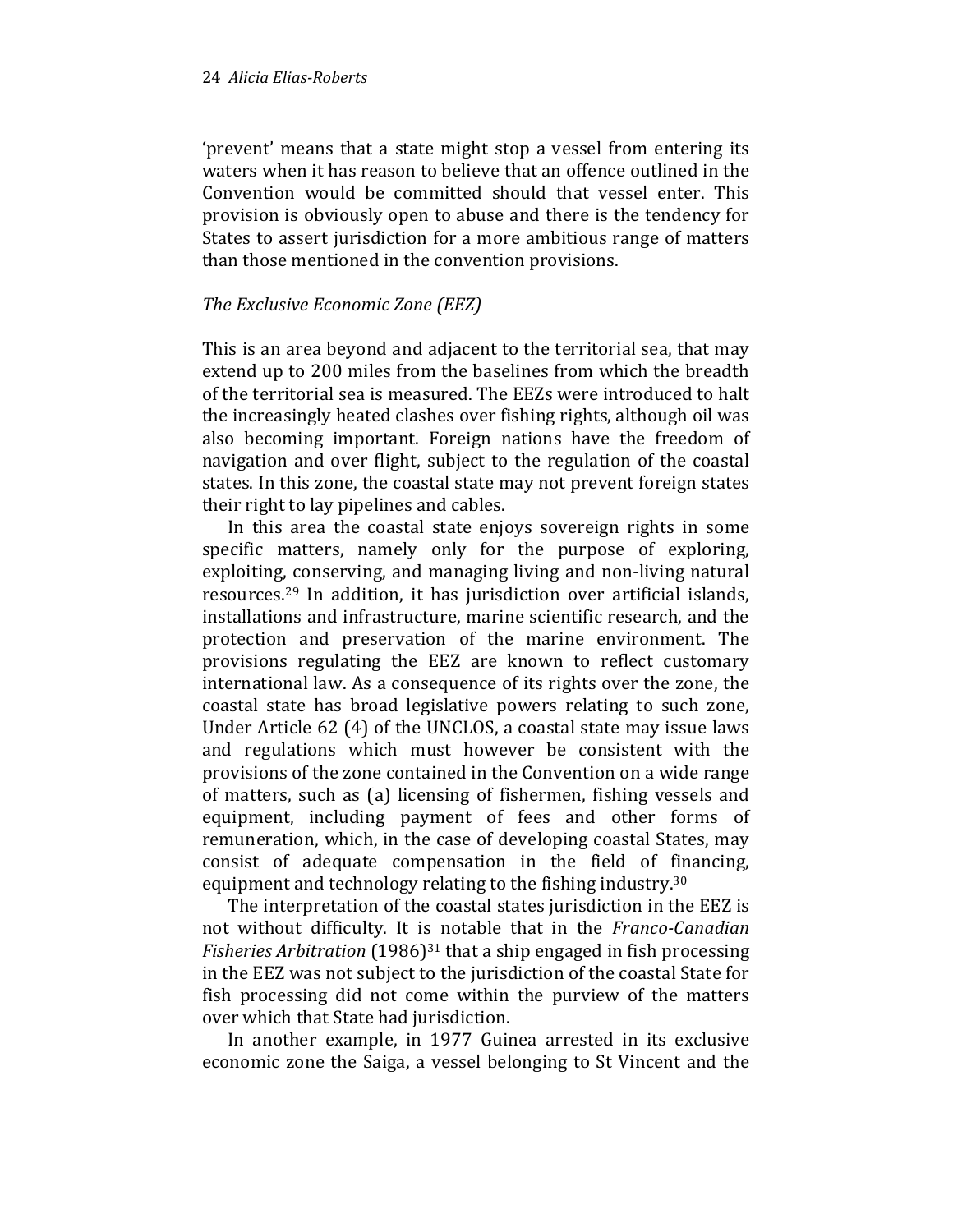'prevent' means that a state might stop a vessel from entering its waters when it has reason to believe that an offence outlined in the Convention would be committed should that vessel enter. This provision is obviously open to abuse and there is the tendency for States to assert jurisdiction for a more ambitious range of matters than those mentioned in the convention provisions.

*The Exclusive Economic Zone (EEZ)*

This is an area beyond and adjacent to the territorial sea, that may extend up to 200 miles from the baselines from which the breadth of the territorial sea is measured. The EEZs were introduced to halt the increasingly heated clashes over fishing rights, although oil was also becoming important. Foreign nations have the freedom of navigation and over flight, subject to the regulation of the coastal states. In this zone, the coastal state may not prevent foreign states their right to lay pipelines and cables.

In this area the coastal state enjoys sovereign rights in some specific matters, namely only for the purpose of exploring, exploiting, conserving, and managing living and non-living natural resources.[29] In addition, it has jurisdiction over artificial islands, installations and infrastructure, marine scientific research, and the protection and preservation of the marine environment. The provisions regulating the EEZ are known to reflect customary international law. As a consequence of its rights over the zone, the coastal state has broad legislative powers relating to such zone, Under Article 62 (4) of the UNCLOS, a coastal state may issue laws and regulations which must however be consistent with the provisions of the zone contained in the Convention on a wide range of matters, such as (a) licensing of fishermen, fishing vessels and equipment, including payment of fees and other forms of remuneration, which, in the case of developing coastal States, may consist of adequate compensation in the field of financing, equipment and technology relating to the fishing industry.[30]

The interpretation of the coastal states jurisdiction in the EEZ is not without difficulty. It is notable that in the *Franco-Canadian Fisheries Arbitration* (1986)[31] that a ship engaged in fish processing in the EEZ was not subject to the jurisdiction of the coastal State for fish processing did not come within the purview of the matters over which that State had jurisdiction.

In another example, in 1977 Guinea arrested in its exclusive economic zone the Saiga, a vessel belonging to St Vincent and the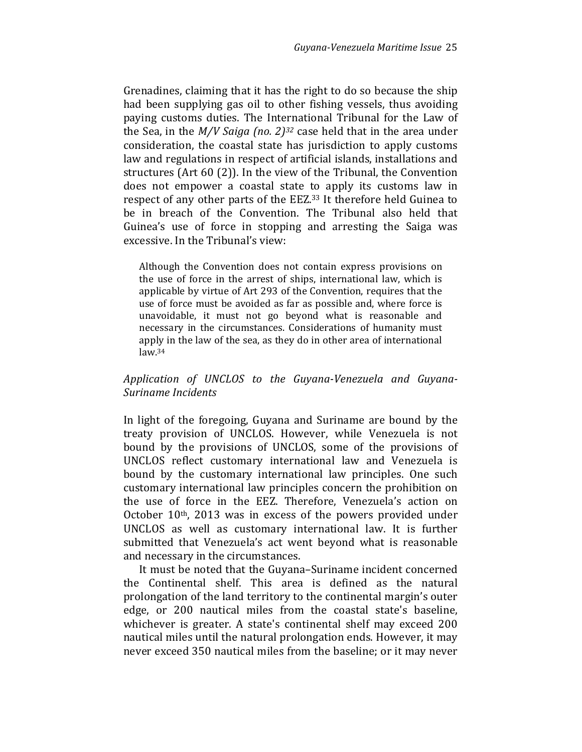Grenadines, claiming that it has the right to do so because the ship had been supplying gas oil to other fishing vessels, thus avoiding paying customs duties. The International Tribunal for the Law of the Sea, in the *M/V Saiga (no. 2)*[32] case held that in the area under consideration, the coastal state has jurisdiction to apply customs law and regulations in respect of artificial islands, installations and structures (Art 60 (2)). In the view of the Tribunal, the Convention does not empower a coastal state to apply its customs law in respect of any other parts of the EEZ.[33] It therefore held Guinea to be in breach of the Convention. The Tribunal also held that Guinea's use of force in stopping and arresting the Saiga was excessive. In the Tribunal's view:

> Although the Convention does not contain express provisions on the use of force in the arrest of ships, international law, which is applicable by virtue of Art 293 of the Convention, requires that the use of force must be avoided as far as possible and, where force is unavoidable, it must not go beyond what is reasonable and necessary in the circumstances. Considerations of humanity must apply in the law of the sea, as they do in other area of international law.[34]

*Application of UNCLOS to the Guyana-Venezuela and Guyana-Suriname Incidents*

In light of the foregoing, Guyana and Suriname are bound by the treaty provision of UNCLOS. However, while Venezuela is not bound by the provisions of UNCLOS, some of the provisions of UNCLOS reflect customary international law and Venezuela is bound by the customary international law principles. One such customary international law principles concern the prohibition on the use of force in the EEZ. Therefore, Venezuela's action on October 10th, 2013 was in excess of the powers provided under UNCLOS as well as customary international law. It is further submitted that Venezuela's act went beyond what is reasonable and necessary in the circumstances.

It must be noted that the Guyana–Suriname incident concerned the Continental shelf. This area is defined as the natural prolongation of the land territory to the continental margin's outer edge, or 200 nautical miles from the coastal state's baseline, whichever is greater. A state's continental shelf may exceed 200 nautical miles until the natural prolongation ends. However, it may never exceed 350 nautical miles from the baseline; or it may never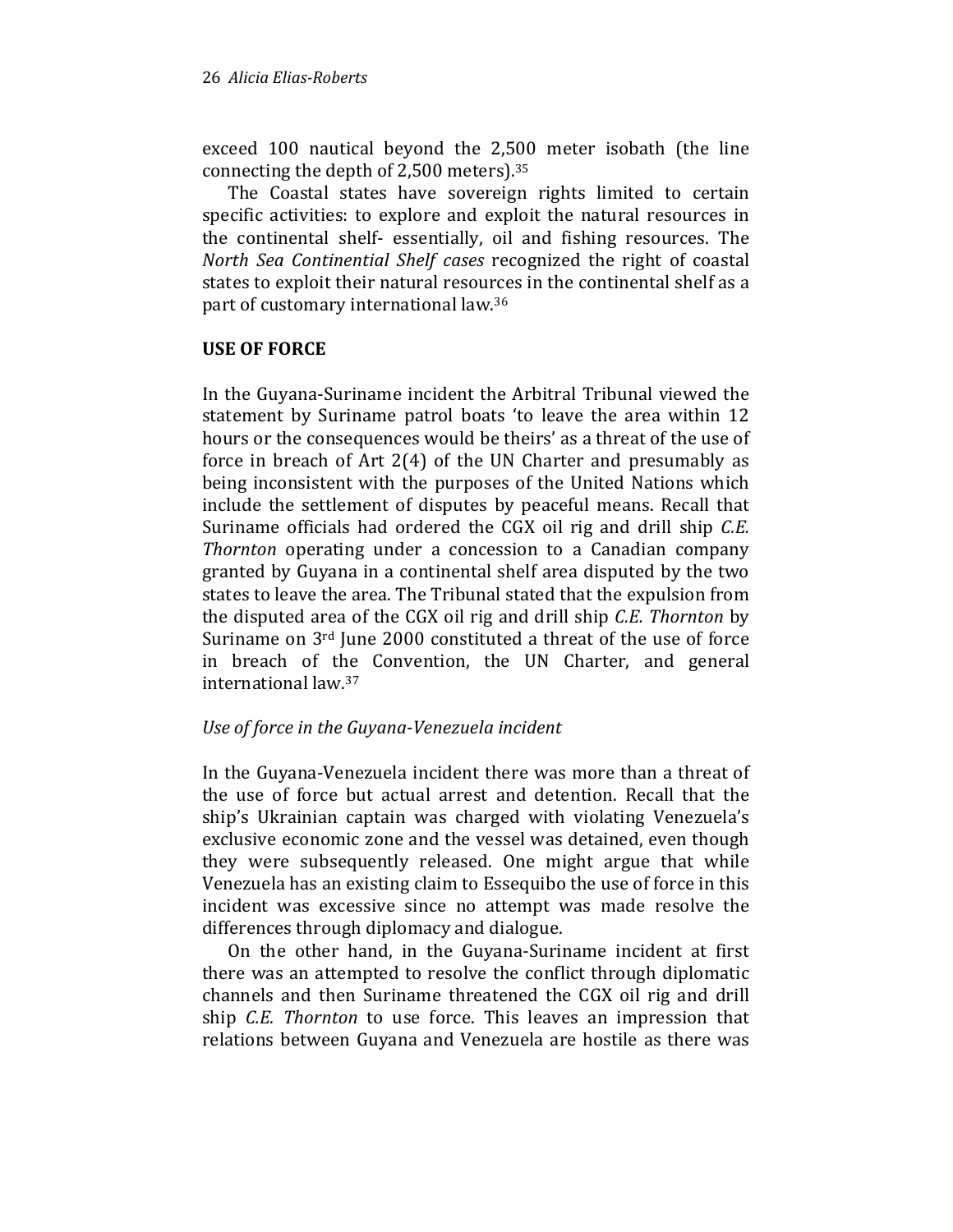exceed 100 nautical beyond the 2,500 meter isobath (the line connecting the depth of 2,500 meters).[35]

The Coastal states have sovereign rights limited to certain specific activities: to explore and exploit the natural resources in the continental shelf- essentially, oil and fishing resources. The *North Sea Continential Shelf cases* recognized the right of coastal states to exploit their natural resources in the continental shelf as a part of customary international law.[36]

## USE OF FORCE

In the Guyana-Suriname incident the Arbitral Tribunal viewed the statement by Suriname patrol boats 'to leave the area within 12 hours or the consequences would be theirs' as a threat of the use of force in breach of Art 2(4) of the UN Charter and presumably as being inconsistent with the purposes of the United Nations which include the settlement of disputes by peaceful means. Recall that Suriname officials had ordered the CGX oil rig and drill ship *C.E. Thornton* operating under a concession to a Canadian company granted by Guyana in a continental shelf area disputed by the two states to leave the area. The Tribunal stated that the expulsion from the disputed area of the CGX oil rig and drill ship *C.E. Thornton* by Suriname on 3rd June 2000 constituted a threat of the use of force in breach of the Convention, the UN Charter, and general international law.[37]

### *Use of force in the Guyana-Venezuela incident*

In the Guyana-Venezuela incident there was more than a threat of the use of force but actual arrest and detention. Recall that the ship's Ukrainian captain was charged with violating Venezuela's exclusive economic zone and the vessel was detained, even though they were subsequently released. One might argue that while Venezuela has an existing claim to Essequibo the use of force in this incident was excessive since no attempt was made resolve the differences through diplomacy and dialogue.

On the other hand, in the Guyana-Suriname incident at first there was an attempted to resolve the conflict through diplomatic channels and then Suriname threatened the CGX oil rig and drill ship *C.E. Thornton* to use force. This leaves an impression that relations between Guyana and Venezuela are hostile as there was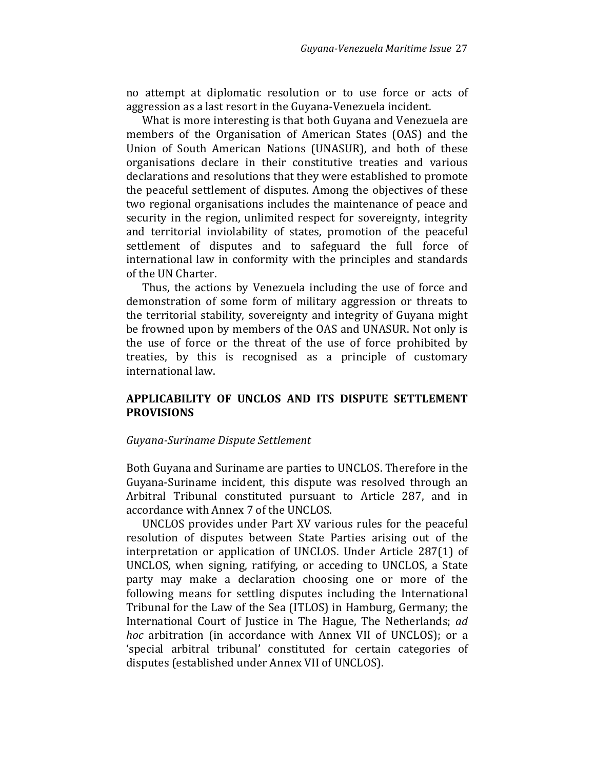no attempt at diplomatic resolution or to use force or acts of aggression as a last resort in the Guyana-Venezuela incident.

What is more interesting is that both Guyana and Venezuela are members of the Organisation of American States (OAS) and the Union of South American Nations (UNASUR), and both of these organisations declare in their constitutive treaties and various declarations and resolutions that they were established to promote the peaceful settlement of disputes. Among the objectives of these two regional organisations includes the maintenance of peace and security in the region, unlimited respect for sovereignty, integrity and territorial inviolability of states, promotion of the peaceful settlement of disputes and to safeguard the full force of international law in conformity with the principles and standards of the UN Charter.

Thus, the actions by Venezuela including the use of force and demonstration of some form of military aggression or threats to the territorial stability, sovereignty and integrity of Guyana might be frowned upon by members of the OAS and UNASUR. Not only is the use of force or the threat of the use of force prohibited by treaties, by this is recognised as a principle of customary international law.

## APPLICABILITY OF UNCLOS AND ITS DISPUTE SETTLEMENT PROVISIONS

### *Guyana-Suriname Dispute Settlement*

Both Guyana and Suriname are parties to UNCLOS. Therefore in the Guyana-Suriname incident, this dispute was resolved through an Arbitral Tribunal constituted pursuant to Article 287, and in accordance with Annex 7 of the UNCLOS.

UNCLOS provides under Part XV various rules for the peaceful resolution of disputes between State Parties arising out of the interpretation or application of UNCLOS. Under Article 287(1) of UNCLOS, when signing, ratifying, or acceding to UNCLOS, a State party may make a declaration choosing one or more of the following means for settling disputes including the International Tribunal for the Law of the Sea (ITLOS) in Hamburg, Germany; the International Court of Justice in The Hague, The Netherlands; *ad hoc* arbitration (in accordance with Annex VII of UNCLOS); or a 'special arbitral tribunal' constituted for certain categories of disputes (established under Annex VII of UNCLOS).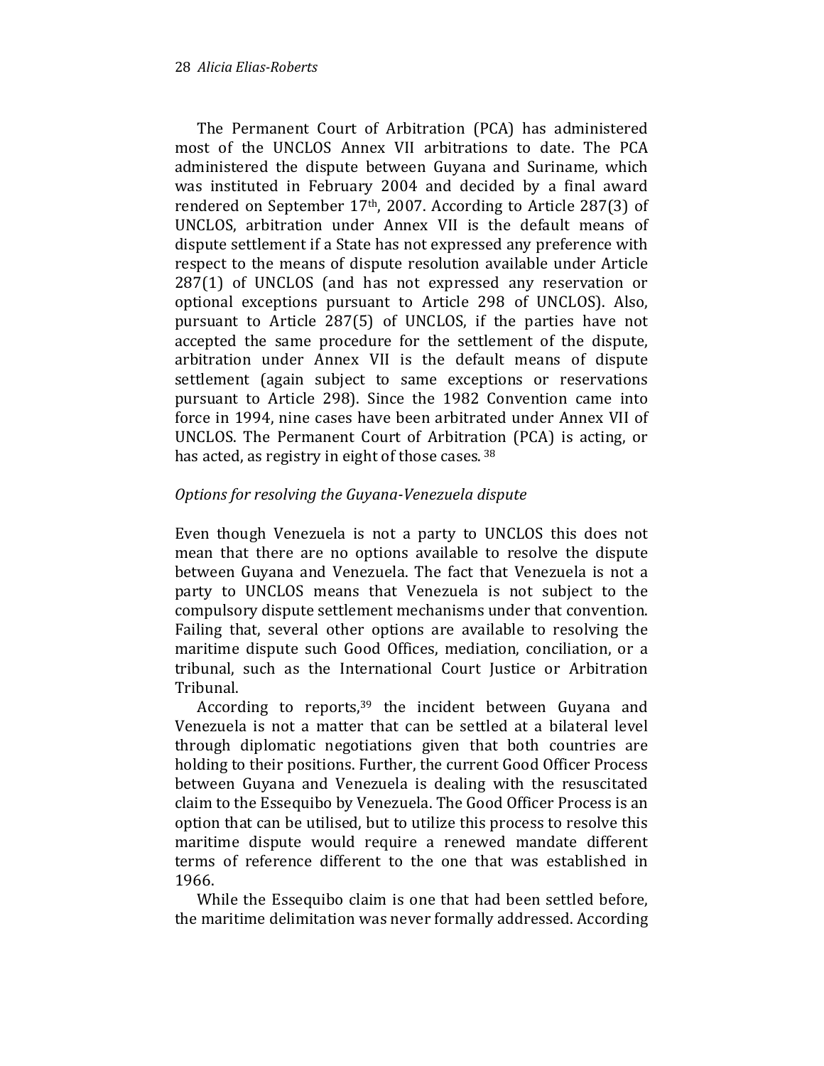The Permanent Court of Arbitration (PCA) has administered most of the UNCLOS Annex VII arbitrations to date. The PCA administered the dispute between Guyana and Suriname, which was instituted in February 2004 and decided by a final award rendered on September 17th, 2007. According to Article 287(3) of UNCLOS, arbitration under Annex VII is the default means of dispute settlement if a State has not expressed any preference with respect to the means of dispute resolution available under Article 287(1) of UNCLOS (and has not expressed any reservation or optional exceptions pursuant to Article 298 of UNCLOS). Also, pursuant to Article 287(5) of UNCLOS, if the parties have not accepted the same procedure for the settlement of the dispute, arbitration under Annex VII is the default means of dispute settlement (again subject to same exceptions or reservations pursuant to Article 298). Since the 1982 Convention came into force in 1994, nine cases have been arbitrated under Annex VII of UNCLOS. The Permanent Court of Arbitration (PCA) is acting, or has acted, as registry in eight of those cases. [38]

*Options for resolving the Guyana-Venezuela dispute*

Even though Venezuela is not a party to UNCLOS this does not mean that there are no options available to resolve the dispute between Guyana and Venezuela. The fact that Venezuela is not a party to UNCLOS means that Venezuela is not subject to the compulsory dispute settlement mechanisms under that convention. Failing that, several other options are available to resolving the maritime dispute such Good Offices, mediation, conciliation, or a tribunal, such as the International Court Justice or Arbitration Tribunal.

According to reports,[39] the incident between Guyana and Venezuela is not a matter that can be settled at a bilateral level through diplomatic negotiations given that both countries are holding to their positions. Further, the current Good Officer Process between Guyana and Venezuela is dealing with the resuscitated claim to the Essequibo by Venezuela. The Good Officer Process is an option that can be utilised, but to utilize this process to resolve this maritime dispute would require a renewed mandate different terms of reference different to the one that was established in 1966.

While the Essequibo claim is one that had been settled before, the maritime delimitation was never formally addressed. According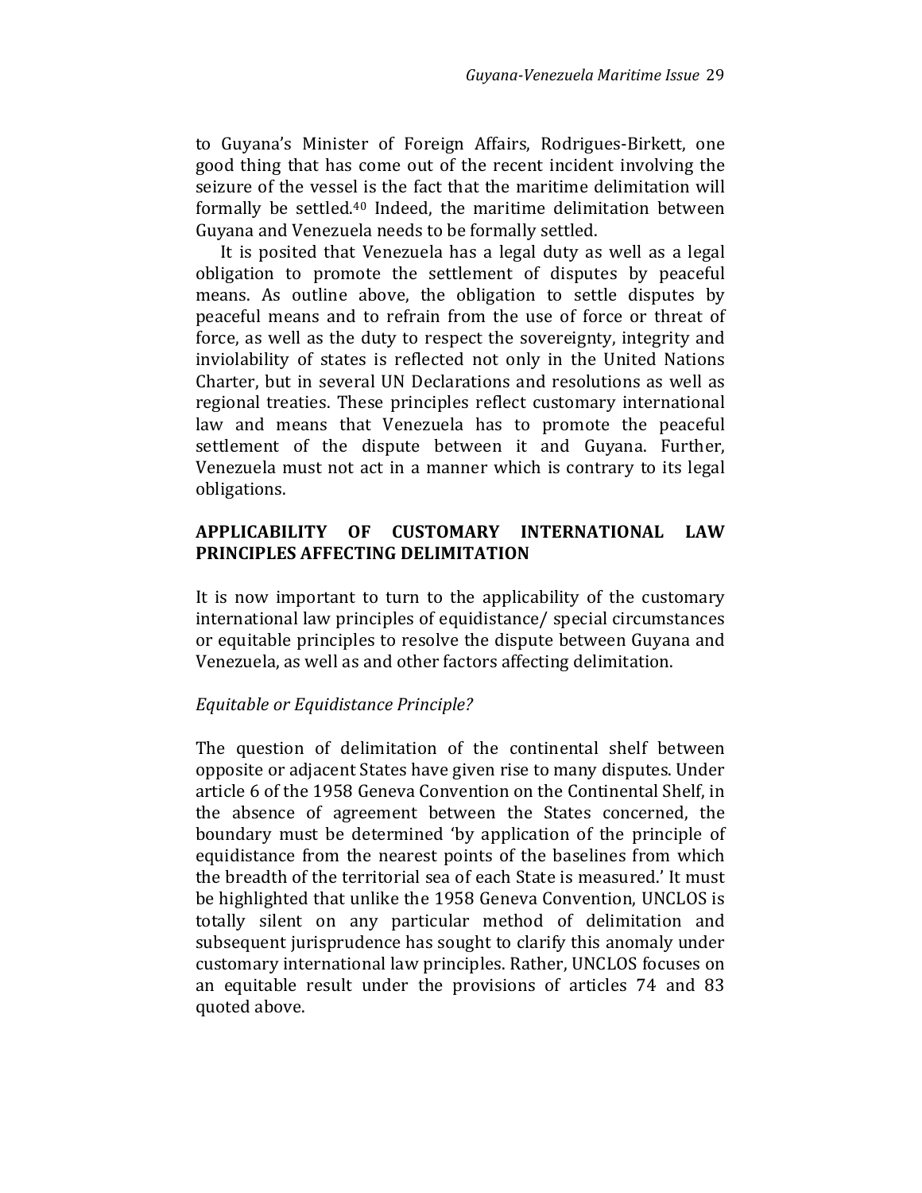to Guyana's Minister of Foreign Affairs, Rodrigues-Birkett, one good thing that has come out of the recent incident involving the seizure of the vessel is the fact that the maritime delimitation will formally be settled.[40] Indeed, the maritime delimitation between Guyana and Venezuela needs to be formally settled.

It is posited that Venezuela has a legal duty as well as a legal obligation to promote the settlement of disputes by peaceful means. As outline above, the obligation to settle disputes by peaceful means and to refrain from the use of force or threat of force, as well as the duty to respect the sovereignty, integrity and inviolability of states is reflected not only in the United Nations Charter, but in several UN Declarations and resolutions as well as regional treaties. These principles reflect customary international law and means that Venezuela has to promote the peaceful settlement of the dispute between it and Guyana. Further, Venezuela must not act in a manner which is contrary to its legal obligations.

## APPLICABILITY OF CUSTOMARY INTERNATIONAL LAW PRINCIPLES AFFECTING DELIMITATION

It is now important to turn to the applicability of the customary international law principles of equidistance/ special circumstances or equitable principles to resolve the dispute between Guyana and Venezuela, as well as and other factors affecting delimitation.

### *Equitable or Equidistance Principle?*

The question of delimitation of the continental shelf between opposite or adjacent States have given rise to many disputes. Under article 6 of the 1958 Geneva Convention on the Continental Shelf, in the absence of agreement between the States concerned, the boundary must be determined 'by application of the principle of equidistance from the nearest points of the baselines from which the breadth of the territorial sea of each State is measured.' It must be highlighted that unlike the 1958 Geneva Convention, UNCLOS is totally silent on any particular method of delimitation and subsequent jurisprudence has sought to clarify this anomaly under customary international law principles. Rather, UNCLOS focuses on an equitable result under the provisions of articles 74 and 83 quoted above.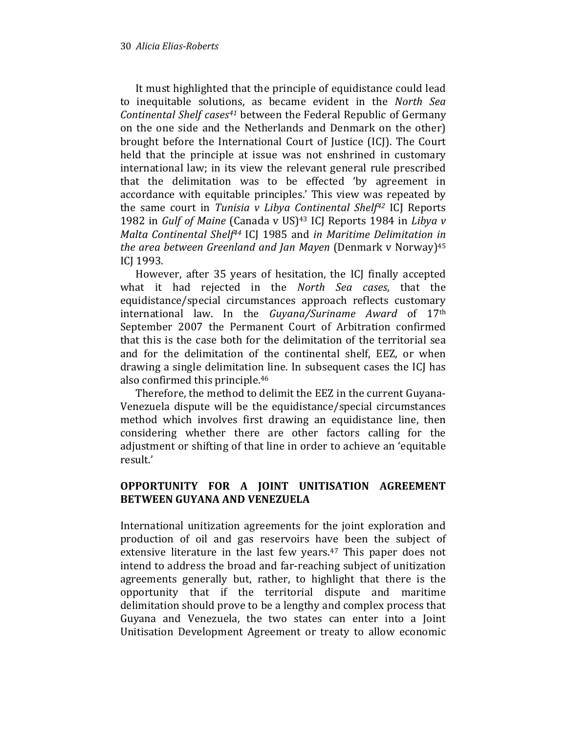It must highlighted that the principle of equidistance could lead to inequitable solutions, as became evident in the *North Sea Continental Shelf cases*[41] between the Federal Republic of Germany on the one side and the Netherlands and Denmark on the other) brought before the International Court of Justice (ICJ). The Court held that the principle at issue was not enshrined in customary international law; in its view the relevant general rule prescribed that the delimitation was to be effected 'by agreement in accordance with equitable principles.' This view was repeated by the same court in *Tunisia v Libya Continental Shelf*[42] ICJ Reports 1982 in *Gulf of Maine* (Canada v US)[43] ICJ Reports 1984 in *Libya v Malta Continental Shelf*[44] ICJ 1985 and *in Maritime Delimitation in the area between Greenland and Jan Mayen* (Denmark v Norway)[45] ICJ 1993.

However, after 35 years of hesitation, the ICJ finally accepted what it had rejected in the *North Sea cases*, that the equidistance/special circumstances approach reflects customary international law. In the *Guyana/Suriname Award* of 17th September 2007 the Permanent Court of Arbitration confirmed that this is the case both for the delimitation of the territorial sea and for the delimitation of the continental shelf, EEZ, or when drawing a single delimitation line. In subsequent cases the ICJ has also confirmed this principle.[46]

Therefore, the method to delimit the EEZ in the current Guyana-Venezuela dispute will be the equidistance/special circumstances method which involves first drawing an equidistance line, then considering whether there are other factors calling for the adjustment or shifting of that line in order to achieve an 'equitable result.'

## OPPORTUNITY FOR A JOINT UNITISATION AGREEMENT BETWEEN GUYANA AND VENEZUELA

International unitization agreements for the joint exploration and production of oil and gas reservoirs have been the subject of extensive literature in the last few years.[47] This paper does not intend to address the broad and far-reaching subject of unitization agreements generally but, rather, to highlight that there is the opportunity that if the territorial dispute and maritime delimitation should prove to be a lengthy and complex process that Guyana and Venezuela, the two states can enter into a Joint Unitisation Development Agreement or treaty to allow economic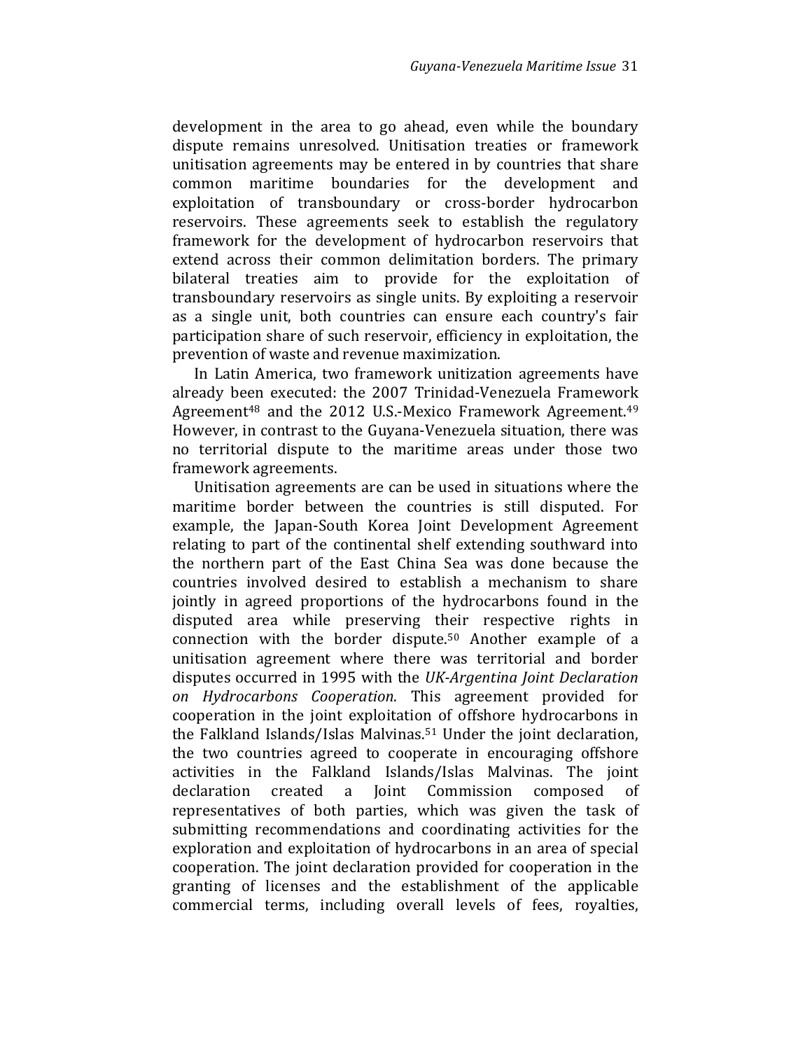development in the area to go ahead, even while the boundary dispute remains unresolved. Unitisation treaties or framework unitisation agreements may be entered in by countries that share common maritime boundaries for the development and exploitation of transboundary or cross-border hydrocarbon reservoirs. These agreements seek to establish the regulatory framework for the development of hydrocarbon reservoirs that extend across their common delimitation borders. The primary bilateral treaties aim to provide for the exploitation of transboundary reservoirs as single units. By exploiting a reservoir as a single unit, both countries can ensure each country's fair participation share of such reservoir, efficiency in exploitation, the prevention of waste and revenue maximization.

In Latin America, two framework unitization agreements have already been executed: the 2007 Trinidad-Venezuela Framework Agreement[48] and the 2012 U.S.-Mexico Framework Agreement.[49] However, in contrast to the Guyana-Venezuela situation, there was no territorial dispute to the maritime areas under those two framework agreements.

Unitisation agreements are can be used in situations where the maritime border between the countries is still disputed. For example, the Japan-South Korea Joint Development Agreement relating to part of the continental shelf extending southward into the northern part of the East China Sea was done because the countries involved desired to establish a mechanism to share jointly in agreed proportions of the hydrocarbons found in the disputed area while preserving their respective rights in connection with the border dispute.[50] Another example of a unitisation agreement where there was territorial and border disputes occurred in 1995 with the *UK-Argentina Joint Declaration on Hydrocarbons Cooperation*. This agreement provided for cooperation in the joint exploitation of offshore hydrocarbons in the Falkland Islands/Islas Malvinas.[51] Under the joint declaration, the two countries agreed to cooperate in encouraging offshore activities in the Falkland Islands/Islas Malvinas. The joint declaration created a Joint Commission composed of representatives of both parties, which was given the task of submitting recommendations and coordinating activities for the exploration and exploitation of hydrocarbons in an area of special cooperation. The joint declaration provided for cooperation in the granting of licenses and the establishment of the applicable commercial terms, including overall levels of fees, royalties,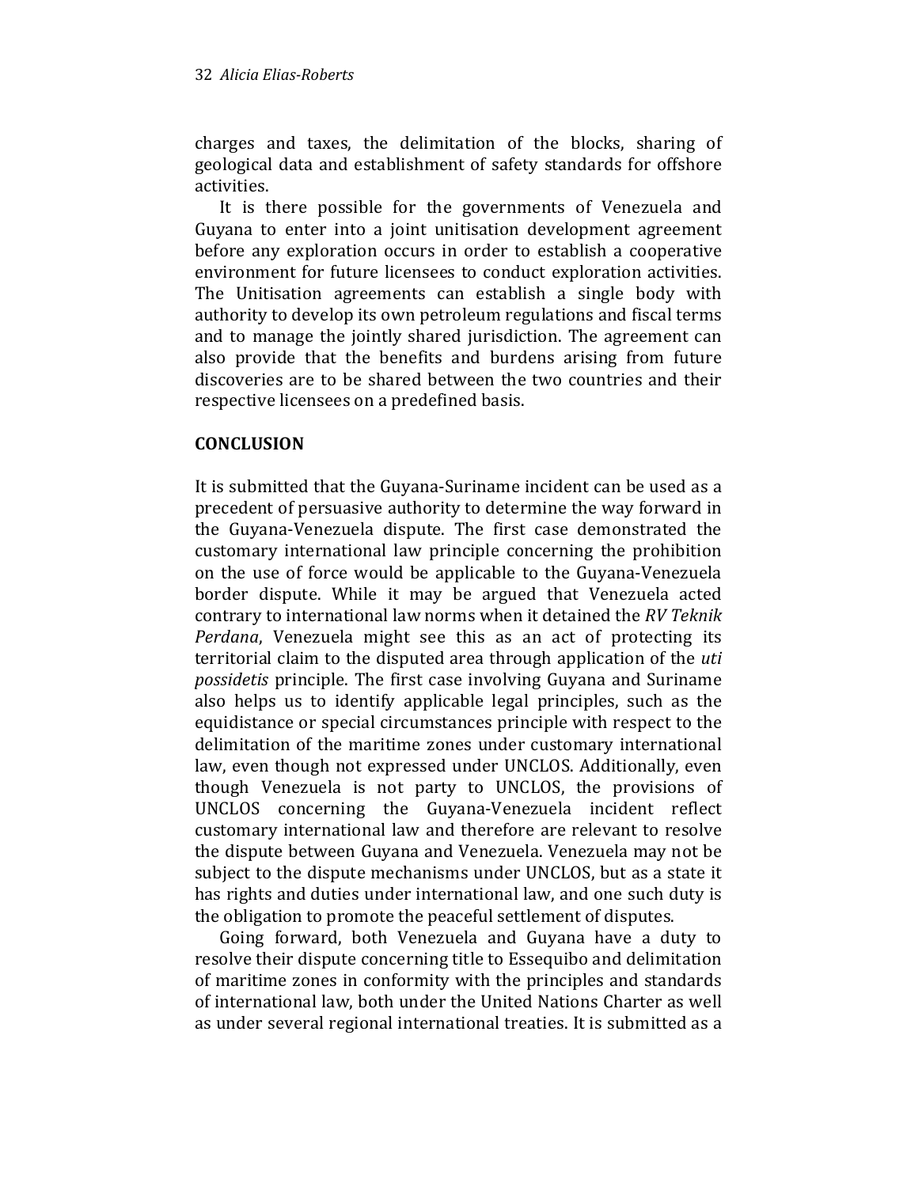charges and taxes, the delimitation of the blocks, sharing of geological data and establishment of safety standards for offshore activities.

It is there possible for the governments of Venezuela and Guyana to enter into a joint unitisation development agreement before any exploration occurs in order to establish a cooperative environment for future licensees to conduct exploration activities. The Unitisation agreements can establish a single body with authority to develop its own petroleum regulations and fiscal terms and to manage the jointly shared jurisdiction. The agreement can also provide that the benefits and burdens arising from future discoveries are to be shared between the two countries and their respective licensees on a predefined basis.

## CONCLUSION

It is submitted that the Guyana-Suriname incident can be used as a precedent of persuasive authority to determine the way forward in the Guyana-Venezuela dispute. The first case demonstrated the customary international law principle concerning the prohibition on the use of force would be applicable to the Guyana-Venezuela border dispute. While it may be argued that Venezuela acted contrary to international law norms when it detained the *RV Teknik Perdana*, Venezuela might see this as an act of protecting its territorial claim to the disputed area through application of the *uti possidetis* principle. The first case involving Guyana and Suriname also helps us to identify applicable legal principles, such as the equidistance or special circumstances principle with respect to the delimitation of the maritime zones under customary international law, even though not expressed under UNCLOS. Additionally, even though Venezuela is not party to UNCLOS, the provisions of UNCLOS concerning the Guyana-Venezuela incident reflect customary international law and therefore are relevant to resolve the dispute between Guyana and Venezuela. Venezuela may not be subject to the dispute mechanisms under UNCLOS, but as a state it has rights and duties under international law, and one such duty is the obligation to promote the peaceful settlement of disputes.

Going forward, both Venezuela and Guyana have a duty to resolve their dispute concerning title to Essequibo and delimitation of maritime zones in conformity with the principles and standards of international law, both under the United Nations Charter as well as under several regional international treaties. It is submitted as a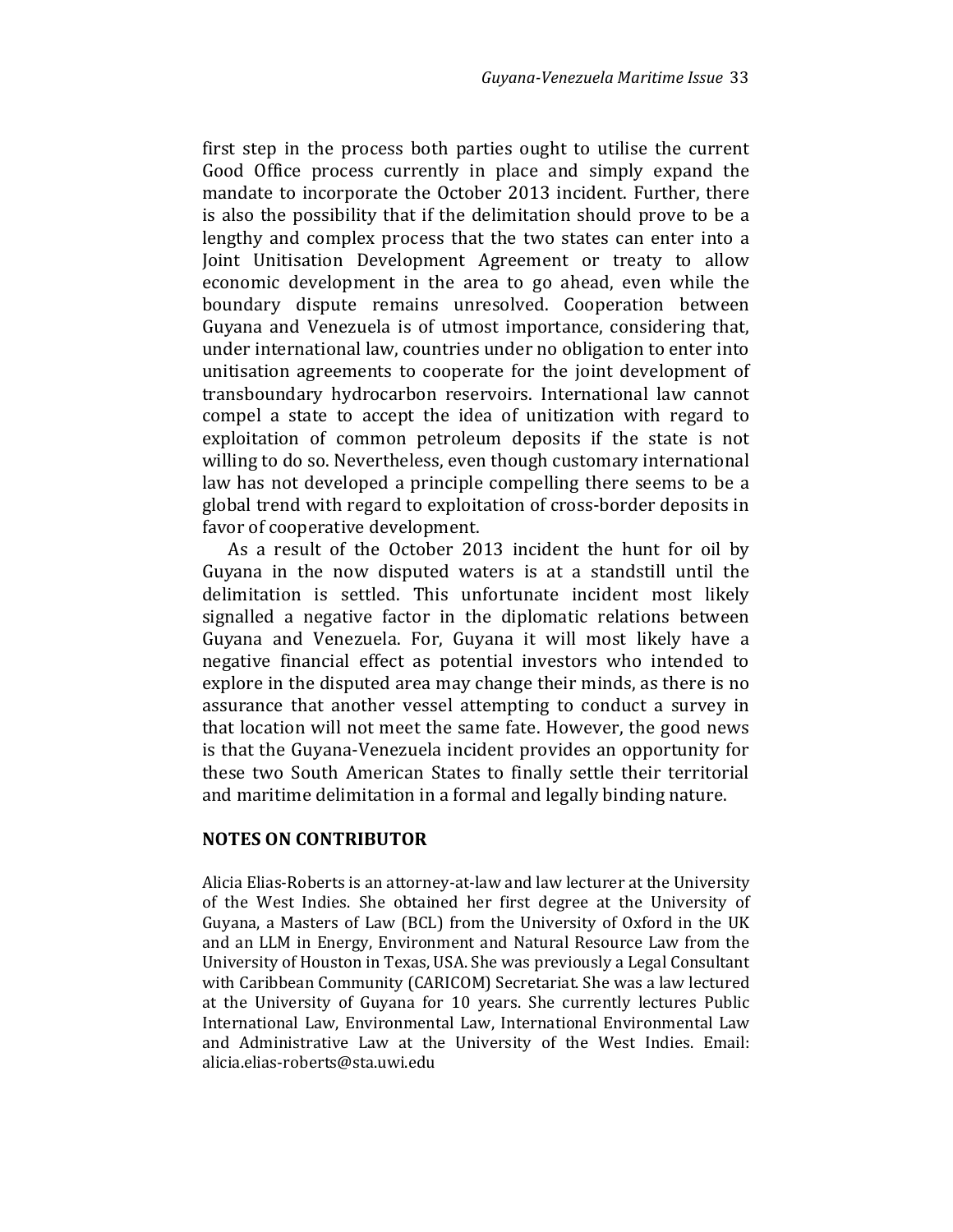first step in the process both parties ought to utilise the current Good Office process currently in place and simply expand the mandate to incorporate the October 2013 incident. Further, there is also the possibility that if the delimitation should prove to be a lengthy and complex process that the two states can enter into a Joint Unitisation Development Agreement or treaty to allow economic development in the area to go ahead, even while the boundary dispute remains unresolved. Cooperation between Guyana and Venezuela is of utmost importance, considering that, under international law, countries under no obligation to enter into unitisation agreements to cooperate for the joint development of transboundary hydrocarbon reservoirs. International law cannot compel a state to accept the idea of unitization with regard to exploitation of common petroleum deposits if the state is not willing to do so. Nevertheless, even though customary international law has not developed a principle compelling there seems to be a global trend with regard to exploitation of cross-border deposits in favor of cooperative development.

As a result of the October 2013 incident the hunt for oil by Guyana in the now disputed waters is at a standstill until the delimitation is settled. This unfortunate incident most likely signalled a negative factor in the diplomatic relations between Guyana and Venezuela. For, Guyana it will most likely have a negative financial effect as potential investors who intended to explore in the disputed area may change their minds, as there is no assurance that another vessel attempting to conduct a survey in that location will not meet the same fate. However, the good news is that the Guyana-Venezuela incident provides an opportunity for these two South American States to finally settle their territorial and maritime delimitation in a formal and legally binding nature.

## NOTES ON CONTRIBUTOR

Alicia Elias-Roberts is an attorney-at-law and law lecturer at the University of the West Indies. She obtained her first degree at the University of Guyana, a Masters of Law (BCL) from the University of Oxford in the UK and an LLM in Energy, Environment and Natural Resource Law from the University of Houston in Texas, USA. She was previously a Legal Consultant with Caribbean Community (CARICOM) Secretariat. She was a law lectured at the University of Guyana for 10 years. She currently lectures Public International Law, Environmental Law, International Environmental Law and Administrative Law at the University of the West Indies. Email: alicia.elias-roberts@sta.uwi.edu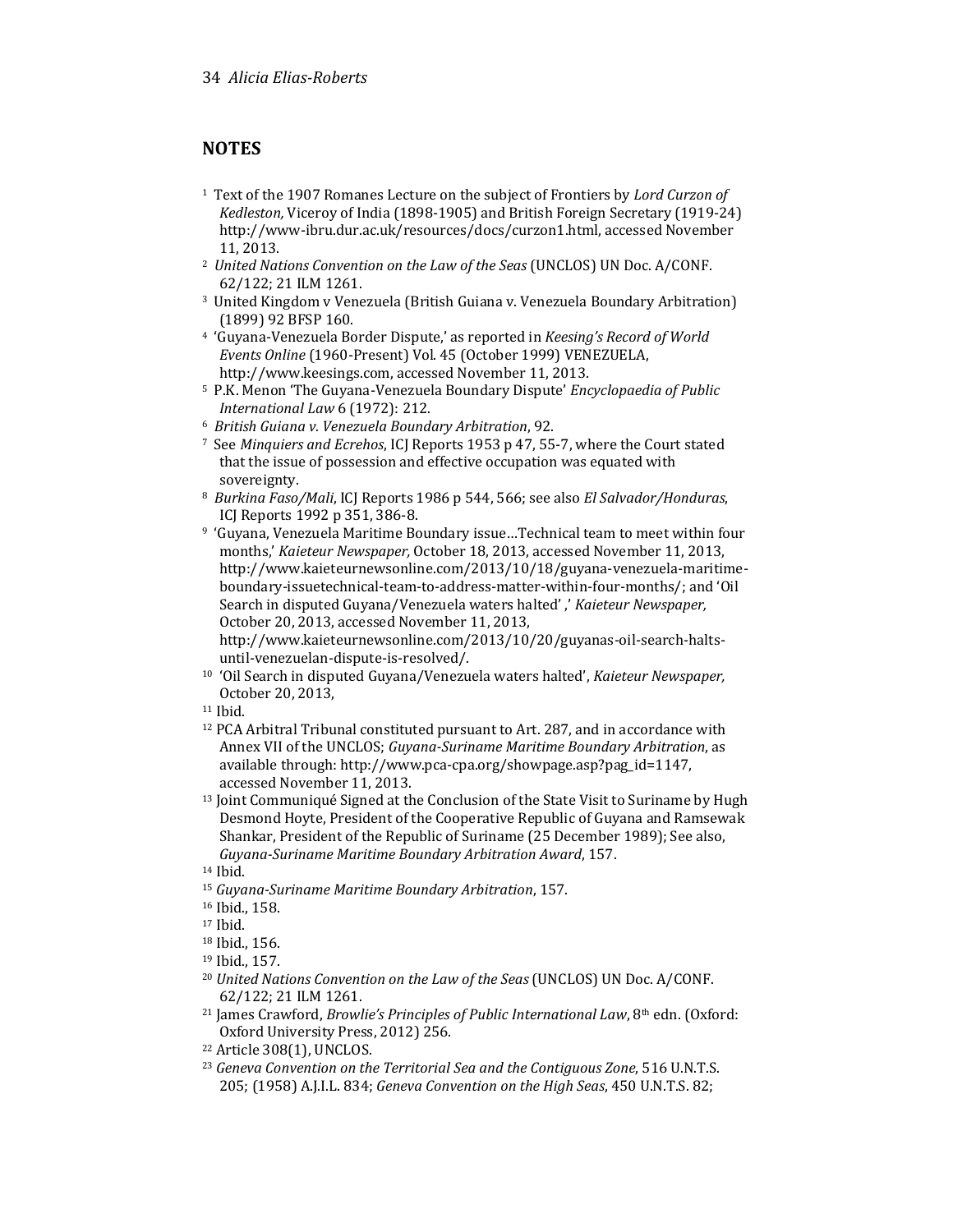## NOTES

[1] Text of the 1907 Romanes Lecture on the subject of Frontiers by *Lord Curzon of Kedleston,* Viceroy of India (1898-1905) and British Foreign Secretary (1919-24) http://www-ibru.dur.ac.uk/resources/docs/curzon1.html, accessed November 11, 2013.

[2] *United Nations Convention on the Law of the Seas* (UNCLOS) UN Doc. A/CONF. 62/122; 21 ILM 1261.

[3] United Kingdom v Venezuela (British Guiana v. Venezuela Boundary Arbitration) (1899) 92 BFSP 160.

[4] 'Guyana-Venezuela Border Dispute,' as reported in *Keesing's Record of World Events Online* (1960-Present) Vol. 45 (October 1999) VENEZUELA, http://www.keesings.com, accessed November 11, 2013.

[5] P.K. Menon 'The Guyana-Venezuela Boundary Dispute' *Encyclopaedia of Public International Law* 6 (1972): 212.

[6] *British Guiana v. Venezuela Boundary Arbitration*, 92.

[7] See *Minquiers and Ecrehos*, ICJ Reports 1953 p 47, 55-7, where the Court stated that the issue of possession and effective occupation was equated with sovereignty.

[8] *Burkina Faso/Mali*, ICJ Reports 1986 p 544, 566; see also *El Salvador/Honduras*, ICJ Reports 1992 p 351, 386-8.

[9] 'Guyana, Venezuela Maritime Boundary issue…Technical team to meet within four months,' *Kaieteur Newspaper,* October 18, 2013, accessed November 11, 2013, http://www.kaieteurnewsonline.com/2013/10/18/guyana-venezuela-maritime-boundary-issuetechnical-team-to-address-matter-within-four-months/; and 'Oil Search in disputed Guyana/Venezuela waters halted' ,' *Kaieteur Newspaper,* October 20, 2013, accessed November 11, 2013, http://www.kaieteurnewsonline.com/2013/10/20/guyanas-oil-search-halts-until-venezuelan-dispute-is-resolved/.

[10] 'Oil Search in disputed Guyana/Venezuela waters halted', *Kaieteur Newspaper,* October 20, 2013,

[11] Ibid.

[12] PCA Arbitral Tribunal constituted pursuant to Art. 287, and in accordance with Annex VII of the UNCLOS; *Guyana-Suriname Maritime Boundary Arbitration*, as available through: http://www.pca-cpa.org/showpage.asp?pag_id=1147, accessed November 11, 2013.

[13] Joint Communiqué Signed at the Conclusion of the State Visit to Suriname by Hugh Desmond Hoyte, President of the Cooperative Republic of Guyana and Ramsewak Shankar, President of the Republic of Suriname (25 December 1989); See also, *Guyana-Suriname Maritime Boundary Arbitration Award*, 157.

[14] Ibid.

[15] *Guyana-Suriname Maritime Boundary Arbitration*, 157.

[16] Ibid., 158.

[17] Ibid.

[18] Ibid., 156.

[19] Ibid., 157.

[20] *United Nations Convention on the Law of the Seas* (UNCLOS) UN Doc. A/CONF. 62/122; 21 ILM 1261.

[21] James Crawford, *Browlie's Principles of Public International Law*, 8th edn. (Oxford: Oxford University Press, 2012) 256.

[22] Article 308(1), UNCLOS.

[23] *Geneva Convention on the Territorial Sea and the Contiguous Zone*, 516 U.N.T.S. 205; (1958) A.J.I.L. 834; *Geneva Convention on the High Seas*, 450 U.N.T.S. 82;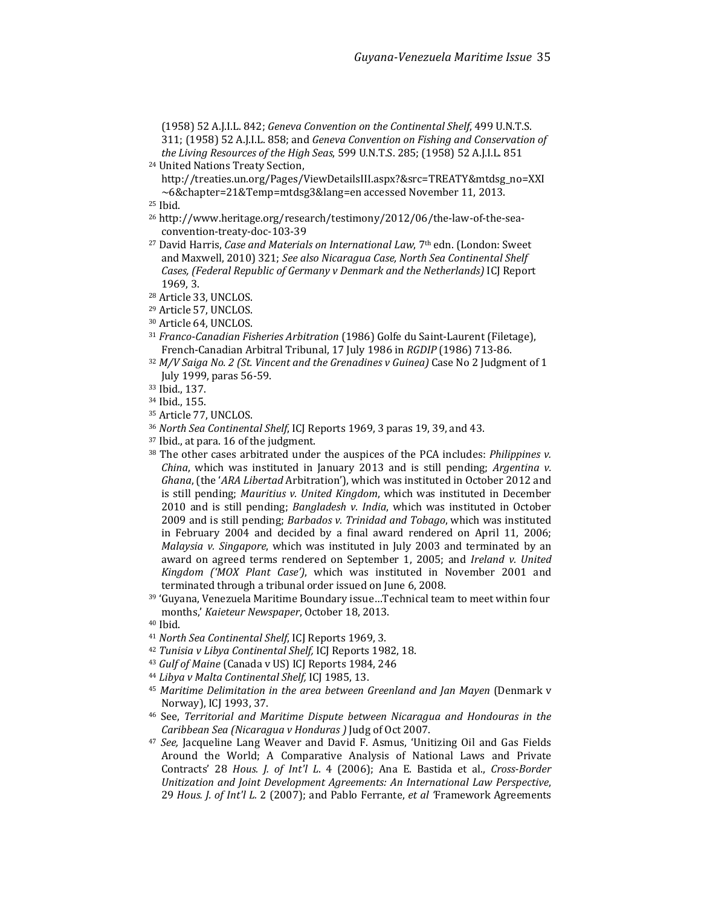(1958) 52 A.J.I.L. 842; *Geneva Convention on the Continental Shelf*, 499 U.N.T.S. 311; (1958) 52 A.J.I.L. 858; and *Geneva Convention on Fishing and Conservation of the Living Resources of the High Seas*, 599 U.N.T.S. 285; (1958) 52 A.J.I.L. 851

[24] United Nations Treaty Section, http://treaties.un.org/Pages/ViewDetailsIII.aspx?&src=TREATY&mtdsg_no=XXI~6&chapter=21&Temp=mtdsg3&lang=en accessed November 11, 2013.

[25] Ibid.

[26] http://www.heritage.org/research/testimony/2012/06/the-law-of-the-sea-convention-treaty-doc-103-39

[27] David Harris, *Case and Materials on International Law*, 7th edn. (London: Sweet and Maxwell, 2010) 321; *See also Nicaragua Case, North Sea Continental Shelf Cases, (Federal Republic of Germany v Denmark and the Netherlands)* ICJ Report 1969, 3.

[28] Article 33, UNCLOS.

[29] Article 57, UNCLOS.

[30] Article 64, UNCLOS.

[31] *Franco-Canadian Fisheries Arbitration* (1986) Golfe du Saint-Laurent (Filetage), French-Canadian Arbitral Tribunal, 17 July 1986 in *RGDIP* (1986) 713-86.

[32] *M/V Saiga No. 2 (St. Vincent and the Grenadines v Guinea)* Case No 2 Judgment of 1 July 1999, paras 56-59.

[33] Ibid., 137.

[34] Ibid., 155.

[35] Article 77, UNCLOS.

[36] *North Sea Continental Shelf*, ICJ Reports 1969, 3 paras 19, 39, and 43.

[37] Ibid., at para. 16 of the judgment.

[38] The other cases arbitrated under the auspices of the PCA includes: *Philippines v. China*, which was instituted in January 2013 and is still pending; *Argentina v. Ghana*, (the '*ARA Libertad* Arbitration'), which was instituted in October 2012 and is still pending; *Mauritius v. United Kingdom*, which was instituted in December 2010 and is still pending; *Bangladesh v. India*, which was instituted in October 2009 and is still pending; *Barbados v. Trinidad and Tobago*, which was instituted in February 2004 and decided by a final award rendered on April 11, 2006; *Malaysia v. Singapore*, which was instituted in July 2003 and terminated by an award on agreed terms rendered on September 1, 2005; and *Ireland v. United Kingdom ('MOX Plant Case')*, which was instituted in November 2001 and terminated through a tribunal order issued on June 6, 2008.

[39] 'Guyana, Venezuela Maritime Boundary issue…Technical team to meet within four months,' *Kaieteur Newspaper*, October 18, 2013.

[40] Ibid.

[41] *North Sea Continental Shelf*, ICJ Reports 1969, 3.

[42] *Tunisia v Libya Continental Shelf,* ICJ Reports 1982, 18.

[43] *Gulf of Maine* (Canada v US) ICJ Reports 1984, 246

[44] *Libya v Malta Continental Shelf,* ICJ 1985, 13.

[45] *Maritime Delimitation in the area between Greenland and Jan Mayen* (Denmark v Norway), ICJ 1993, 37.

[46] See, *Territorial and Maritime Dispute between Nicaragua and Hondouras in the Caribbean Sea (Nicaragua v Honduras )* Judg of Oct 2007.

[47] *See,* Jacqueline Lang Weaver and David F. Asmus, 'Unitizing Oil and Gas Fields Around the World; A Comparative Analysis of National Laws and Private Contracts' 28 *Hous. J. of Int'l L.* 4 (2006); Ana E. Bastida et al., *Cross-Border Unitization and Joint Development Agreements: An International Law Perspective*, 29 *Hous. J. of Int'l L.* 2 (2007); and Pablo Ferrante, *et al '*Framework Agreements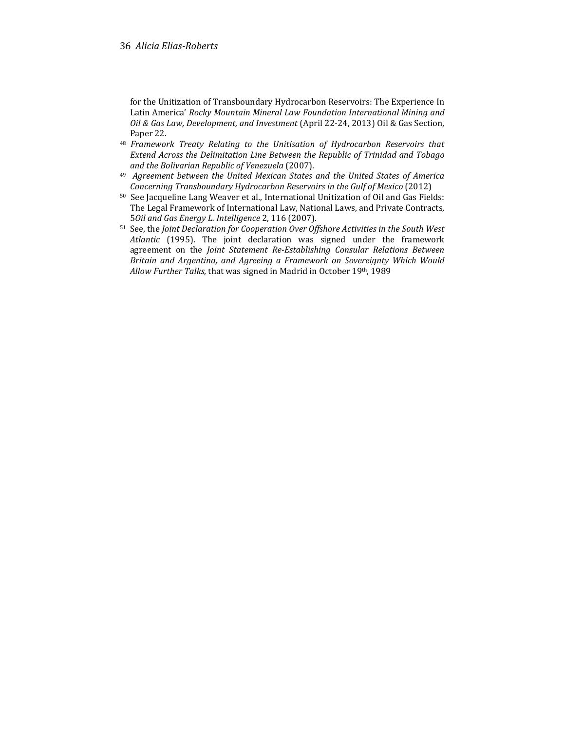for the Unitization of Transboundary Hydrocarbon Reservoirs: The Experience In Latin America' *Rocky Mountain Mineral Law Foundation International Mining and Oil & Gas Law, Development, and Investment* (April 22-24, 2013) Oil & Gas Section, Paper 22.

[48] *Framework Treaty Relating to the Unitisation of Hydrocarbon Reservoirs that Extend Across the Delimitation Line Between the Republic of Trinidad and Tobago and the Bolivarian Republic of Venezuela* (2007).

[49] *Agreement between the United Mexican States and the United States of America Concerning Transboundary Hydrocarbon Reservoirs in the Gulf of Mexico* (2012)

[50] See Jacqueline Lang Weaver et al., International Unitization of Oil and Gas Fields: The Legal Framework of International Law, National Laws, and Private Contracts, 5*Oil and Gas Energy L. Intelligence* 2, 116 (2007).

[51] See, the *Joint Declaration for Cooperation Over Offshore Activities in the South West Atlantic* (1995). The joint declaration was signed under the framework agreement on the *Joint Statement Re-Establishing Consular Relations Between Britain and Argentina, and Agreeing a Framework on Sovereignty Which Would Allow Further Talks*, that was signed in Madrid in October 19th, 1989